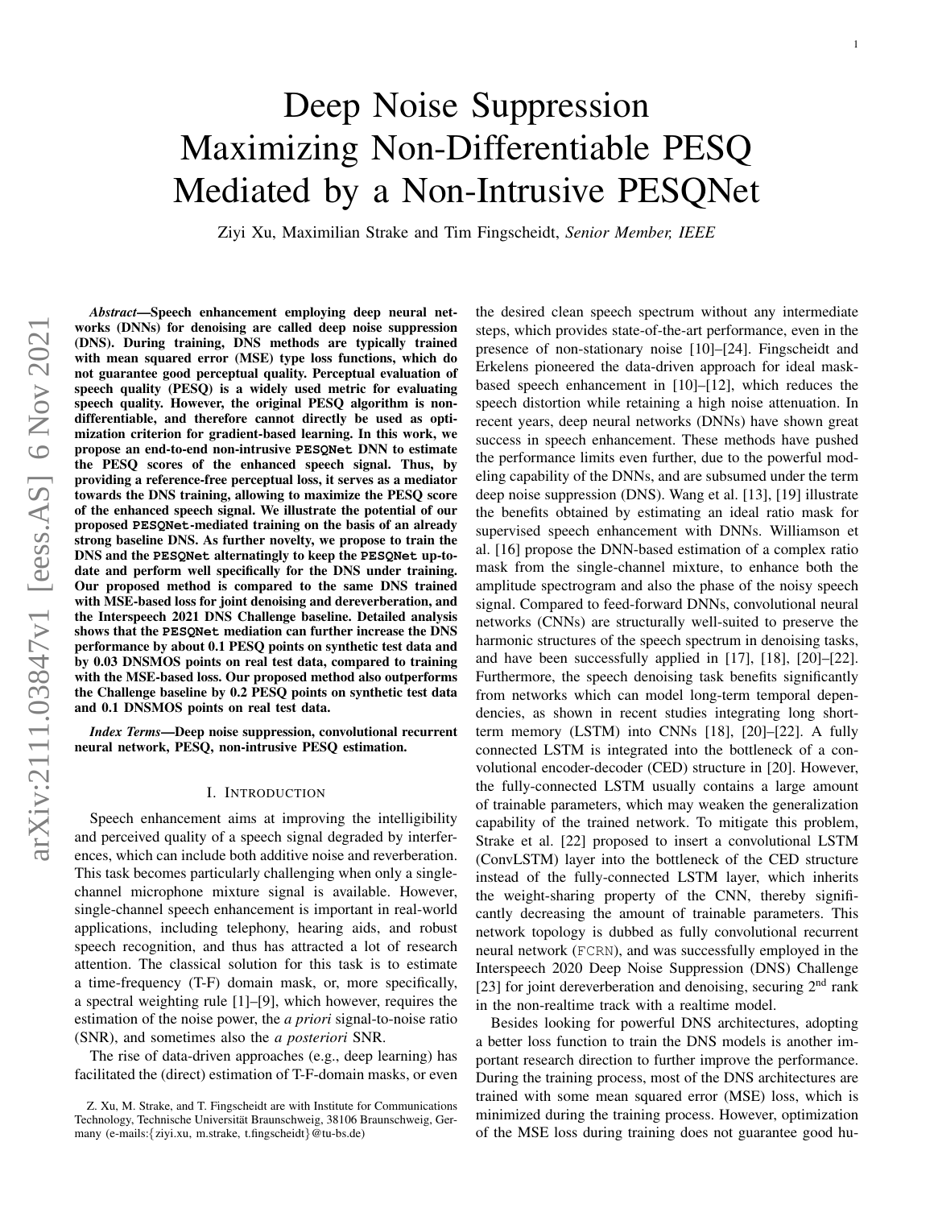# Deep Noise Suppression Maximizing Non-Differentiable PESQ Mediated by a Non-Intrusive PESQNet

Ziyi Xu, Maximilian Strake and Tim Fingscheidt, *Senior Member, IEEE*

***Abstract*—Speech enhancement employing deep neural networks (DNNs) for denoising are called deep noise suppression (DNS). During training, DNS methods are typically trained with mean squared error (MSE) type loss functions, which do not guarantee good perceptual quality. Perceptual evaluation of speech quality (PESQ) is a widely used metric for evaluating speech quality. However, the original PESQ algorithm is non-differentiable, and therefore cannot directly be used as optimization criterion for gradient-based learning. In this work, we propose an end-to-end non-intrusive `PESQNet` DNN to estimate the PESQ scores of the enhanced speech signal. Thus, by providing a reference-free perceptual loss, it serves as a mediator towards the DNS training, allowing to maximize the PESQ score of the enhanced speech signal. We illustrate the potential of our proposed `PESQNet`-mediated training on the basis of an already strong baseline DNS. As further novelty, we propose to train the DNS and the `PESQNet` alternatingly to keep the `PESQNet` up-to-date and perform well specifically for the DNS under training. Our proposed method is compared to the same DNS trained with MSE-based loss for joint denoising and dereverberation, and the Interspeech 2021 DNS Challenge baseline. Detailed analysis shows that the `PESQNet` mediation can further increase the DNS performance by about 0.1 PESQ points on synthetic test data and by 0.03 DNSMOS points on real test data, compared to training with the MSE-based loss. Our proposed method also outperforms the Challenge baseline by 0.2 PESQ points on synthetic test data and 0.1 DNSMOS points on real test data.**

***Index Terms*—Deep noise suppression, convolutional recurrent neural network, PESQ, non-intrusive PESQ estimation.**

## I. Introduction

Speech enhancement aims at improving the intelligibility and perceived quality of a speech signal degraded by interferences, which can include both additive noise and reverberation. This task becomes particularly challenging when only a single-channel microphone mixture signal is available. However, single-channel speech enhancement is important in real-world applications, including telephony, hearing aids, and robust speech recognition, and thus has attracted a lot of research attention. The classical solution for this task is to estimate a time-frequency (T-F) domain mask, or, more specifically, a spectral weighting rule [1]–[9], which however, requires the estimation of the noise power, the *a priori* signal-to-noise ratio (SNR), and sometimes also the *a posteriori* SNR.

The rise of data-driven approaches (e.g., deep learning) has facilitated the (direct) estimation of T-F-domain masks, or even the desired clean speech spectrum without any intermediate steps, which provides state-of-the-art performance, even in the presence of non-stationary noise [10]–[24]. Fingscheidt and Erkelens pioneered the data-driven approach for ideal mask-based speech enhancement in [10]–[12], which reduces the speech distortion while retaining a high noise attenuation. In recent years, deep neural networks (DNNs) have shown great success in speech enhancement. These methods have pushed the performance limits even further, due to the powerful modeling capability of the DNNs, and are subsumed under the term deep noise suppression (DNS). Wang et al. [13], [19] illustrate the benefits obtained by estimating an ideal ratio mask for supervised speech enhancement with DNNs. Williamson et al. [16] propose the DNN-based estimation of a complex ratio mask from the single-channel mixture, to enhance both the amplitude spectrogram and also the phase of the noisy speech signal. Compared to feed-forward DNNs, convolutional neural networks (CNNs) are structurally well-suited to preserve the harmonic structures of the speech spectrum in denoising tasks, and have been successfully applied in [17], [18], [20]–[22]. Furthermore, the speech denoising task benefits significantly from networks which can model long-term temporal dependencies, as shown in recent studies integrating long short-term memory (LSTM) into CNNs [18], [20]–[22]. A fully connected LSTM is integrated into the bottleneck of a convolutional encoder-decoder (CED) structure in [20]. However, the fully-connected LSTM usually contains a large amount of trainable parameters, which may weaken the generalization capability of the trained network. To mitigate this problem, Strake et al. [22] proposed to insert a convolutional LSTM (ConvLSTM) layer into the bottleneck of the CED structure instead of the fully-connected LSTM layer, which inherits the weight-sharing property of the CNN, thereby significantly decreasing the amount of trainable parameters. This network topology is dubbed as fully convolutional recurrent neural network (`FCRN`), and was successfully employed in the Interspeech 2020 Deep Noise Suppression (DNS) Challenge [23] for joint dereverberation and denoising, securing 2nd rank in the non-realtime track with a realtime model.

Besides looking for powerful DNS architectures, adopting a better loss function to train the DNS models is another important research direction to further improve the performance. During the training process, most of the DNS architectures are trained with some mean squared error (MSE) loss, which is minimized during the training process. However, optimization of the MSE loss during training does not guarantee good hu-

Z. Xu, M. Strake, and T. Fingscheidt are with Institute for Communications Technology, Technische Universität Braunschweig, 38106 Braunschweig, Germany (e-mails:{ziyi.xu, m.strake, t.fingscheidt}@tu-bs.de)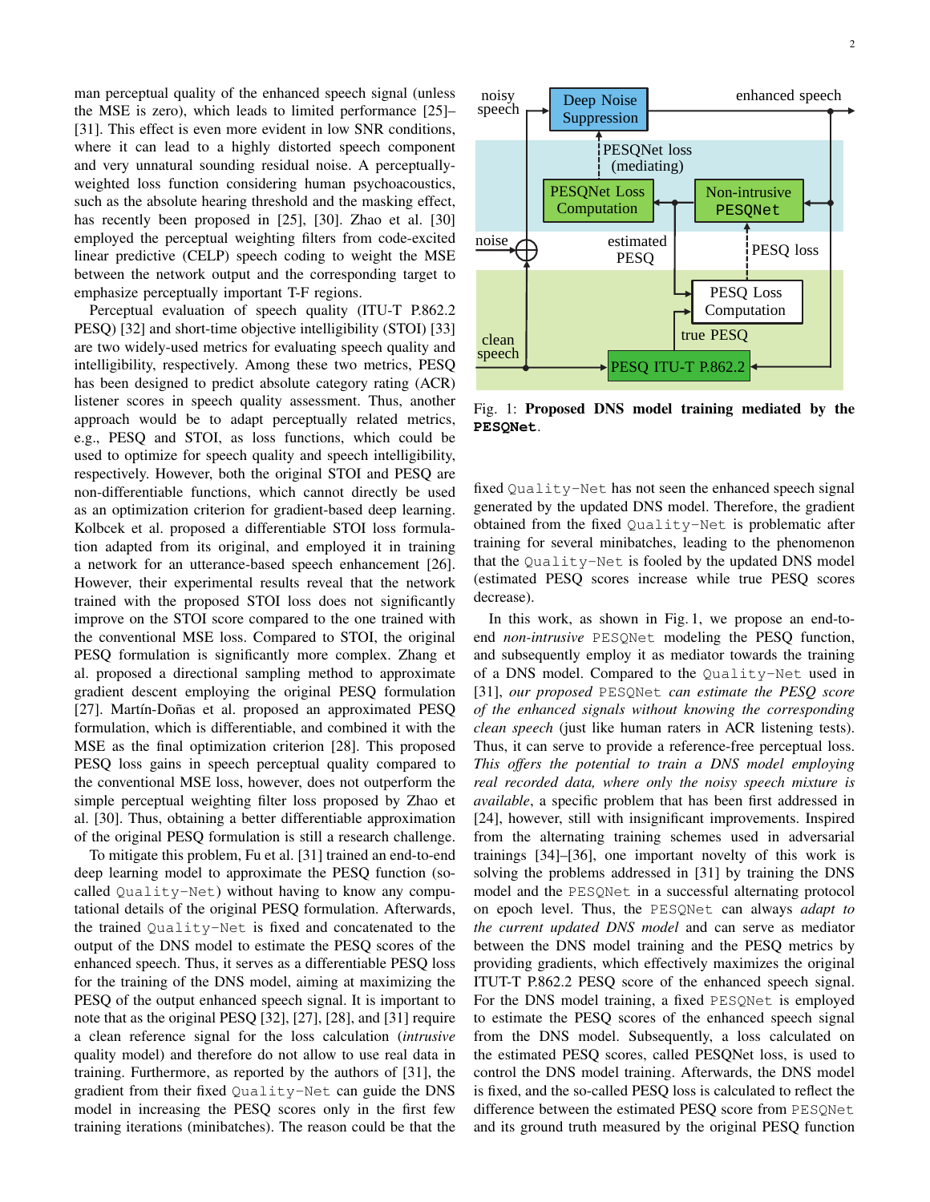man perceptual quality of the enhanced speech signal (unless the MSE is zero), which leads to limited performance [25]–[31]. This effect is even more evident in low SNR conditions, where it can lead to a highly distorted speech component and very unnatural sounding residual noise. A perceptually-weighted loss function considering human psychoacoustics, such as the absolute hearing threshold and the masking effect, has recently been proposed in [25], [30]. Zhao et al. [30] employed the perceptual weighting filters from code-excited linear predictive (CELP) speech coding to weight the MSE between the network output and the corresponding target to emphasize perceptually important T-F regions.

Perceptual evaluation of speech quality (ITU-T P.862.2 PESQ) [32] and short-time objective intelligibility (STOI) [33] are two widely-used metrics for evaluating speech quality and intelligibility, respectively. Among these two metrics, PESQ has been designed to predict absolute category rating (ACR) listener scores in speech quality assessment. Thus, another approach would be to adapt perceptually related metrics, e.g., PESQ and STOI, as loss functions, which could be used to optimize for speech quality and speech intelligibility, respectively. However, both the original STOI and PESQ are non-differentiable functions, which cannot directly be used as an optimization criterion for gradient-based deep learning. Kolbcek et al. proposed a differentiable STOI loss formulation adapted from its original, and employed it in training a network for an utterance-based speech enhancement [26]. However, their experimental results reveal that the network trained with the proposed STOI loss does not significantly improve on the STOI score compared to the one trained with the conventional MSE loss. Compared to STOI, the original PESQ formulation is significantly more complex. Zhang et al. proposed a directional sampling method to approximate gradient descent employing the original PESQ formulation [27]. Martín-Doñas et al. proposed an approximated PESQ formulation, which is differentiable, and combined it with the MSE as the final optimization criterion [28]. This proposed PESQ loss gains in speech perceptual quality compared to the conventional MSE loss, however, does not outperform the simple perceptual weighting filter loss proposed by Zhao et al. [30]. Thus, obtaining a better differentiable approximation of the original PESQ formulation is still a research challenge.

To mitigate this problem, Fu et al. [31] trained an end-to-end deep learning model to approximate the PESQ function (so-called `Quality-Net`) without having to know any computational details of the original PESQ formulation. Afterwards, the trained `Quality-Net` is fixed and concatenated to the output of the DNS model to estimate the PESQ scores of the enhanced speech. Thus, it serves as a differentiable PESQ loss for the training of the DNS model, aiming at maximizing the PESQ of the output enhanced speech signal. It is important to note that as the original PESQ [32], [27], [28], and [31] require a clean reference signal for the loss calculation (*intrusive* quality model) and therefore do not allow to use real data in training. Furthermore, as reported by the authors of [31], the gradient from their fixed `Quality-Net` can guide the DNS model in increasing the PESQ scores only in the first few training iterations (minibatches). The reason could be that the fixed `Quality-Net` has not seen the enhanced speech signal generated by the updated DNS model. Therefore, the gradient obtained from the fixed `Quality-Net` is problematic after training for several minibatches, leading to the phenomenon that the `Quality-Net` is fooled by the updated DNS model (estimated PESQ scores increase while true PESQ scores decrease).

Fig. 1: **Proposed DNS model training mediated by the `PESQNet`.**

In this work, as shown in Fig. 1, we propose an end-to-end *non-intrusive* `PESQNet` modeling the PESQ function, and subsequently employ it as mediator towards the training of a DNS model. Compared to the `Quality-Net` used in [31], *our proposed* `PESQNet` *can estimate the PESQ score of the enhanced signals without knowing the corresponding clean speech* (just like human raters in ACR listening tests). Thus, it can serve to provide a reference-free perceptual loss. *This offers the potential to train a DNS model employing real recorded data, where only the noisy speech mixture is available*, a specific problem that has been first addressed in [24], however, still with insignificant improvements. Inspired from the alternating training schemes used in adversarial trainings [34]–[36], one important novelty of this work is solving the problems addressed in [31] by training the DNS model and the `PESQNet` in a successful alternating protocol on epoch level. Thus, the `PESQNet` can always *adapt to the current updated DNS model* and can serve as mediator between the DNS model training and the PESQ metrics by providing gradients, which effectively maximizes the original ITUT-T P.862.2 PESQ score of the enhanced speech signal. For the DNS model training, a fixed `PESQNet` is employed to estimate the PESQ scores of the enhanced speech signal from the DNS model. Subsequently, a loss calculated on the estimated PESQ scores, called PESQNet loss, is used to control the DNS model training. Afterwards, the DNS model is fixed, and the so-called PESQ loss is calculated to reflect the difference between the estimated PESQ score from `PESQNet` and its ground truth measured by the original PESQ function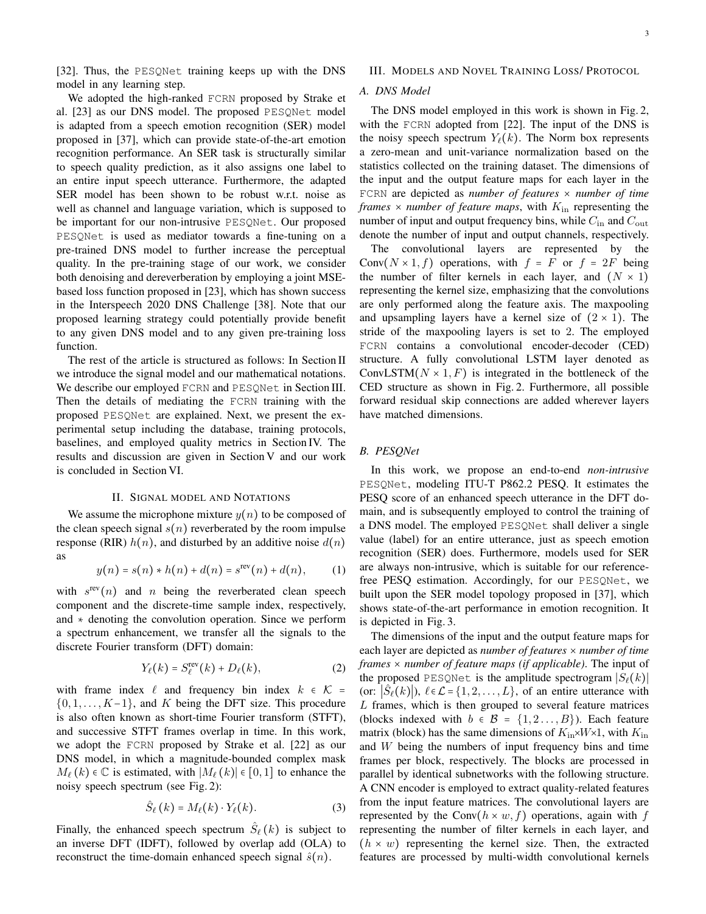[32]. Thus, the `PESQNet` training keeps up with the DNS model in any learning step.

We adopted the high-ranked `FCRN` proposed by Strake et al. [23] as our DNS model. The proposed `PESQNet` model is adapted from a speech emotion recognition (SER) model proposed in [37], which can provide state-of-the-art emotion recognition performance. An SER task is structurally similar to speech quality prediction, as it also assigns one label to an entire input speech utterance. Furthermore, the adapted SER model has been shown to be robust w.r.t. noise as well as channel and language variation, which is supposed to be important for our non-intrusive `PESQNet`. Our proposed `PESQNet` is used as mediator towards a fine-tuning on a pre-trained DNS model to further increase the perceptual quality. In the pre-training stage of our work, we consider both denoising and dereverberation by employing a joint MSE-based loss function proposed in [23], which has shown success in the Interspeech 2020 DNS Challenge [38]. Note that our proposed learning strategy could potentially provide benefit to any given DNS model and to any given pre-training loss function.

The rest of the article is structured as follows: In Section II we introduce the signal model and our mathematical notations. We describe our employed `FCRN` and `PESQNet` in Section III. Then the details of mediating the `FCRN` training with the proposed `PESQNet` are explained. Next, we present the experimental setup including the database, training protocols, baselines, and employed quality metrics in Section IV. The results and discussion are given in Section V and our work is concluded in Section VI.

## II. Signal model and Notations

We assume the microphone mixture $y(n)$ to be composed of the clean speech signal $s(n)$ reverberated by the room impulse response (RIR) $h(n)$, and disturbed by an additive noise $d(n)$ as

$$y(n) = s(n) * h(n) + d(n) = s^{\text{rev}}(n) + d(n), \qquad (1)$$

with $s^{\text{rev}}(n)$ and $n$ being the reverberated clean speech component and the discrete-time sample index, respectively, and $*$ denoting the convolution operation. Since we perform a spectrum enhancement, we transfer all the signals to the discrete Fourier transform (DFT) domain:

$$Y_\ell(k) = S_\ell^{\text{rev}}(k) + D_\ell(k), \qquad (2)$$

with frame index $\ell$ and frequency bin index $k \in \mathcal{K} = \{0, 1, \ldots, K-1\}$, and $K$ being the DFT size. This procedure is also often known as short-time Fourier transform (STFT), and successive STFT frames overlap in time. In this work, we adopt the `FCRN` proposed by Strake et al. [22] as our DNS model, in which a magnitude-bounded complex mask $M_\ell(k) \in \mathbb{C}$ is estimated, with $|M_\ell(k)| \in [0, 1]$ to enhance the noisy speech spectrum (see Fig. 2):

$$\hat{S}_\ell(k) = M_\ell(k) \cdot Y_\ell(k). \qquad (3)$$

Finally, the enhanced speech spectrum $\hat{S}_\ell(k)$ is subject to an inverse DFT (IDFT), followed by overlap add (OLA) to reconstruct the time-domain enhanced speech signal $\hat{s}(n)$.

## III. Models and Novel Training Loss/ Protocol

### A. DNS Model

The DNS model employed in this work is shown in Fig. 2, with the `FCRN` adopted from [22]. The input of the DNS is the noisy speech spectrum $Y_\ell(k)$. The Norm box represents a zero-mean and unit-variance normalization based on the statistics collected on the training dataset. The dimensions of the input and the output feature maps for each layer in the `FCRN` are depicted as *number of features × number of time frames × number of feature maps*, with $K_{\text{in}}$ representing the number of input and output frequency bins, while $C_{\text{in}}$ and $C_{\text{out}}$ denote the number of input and output channels, respectively.

The convolutional layers are represented by the Conv($N \times 1, f$) operations, with $f = F$ or $f = 2F$ being the number of filter kernels in each layer, and $(N \times 1)$ representing the kernel size, emphasizing that the convolutions are only performed along the feature axis. The maxpooling and upsampling layers have a kernel size of $(2 \times 1)$. The stride of the maxpooling layers is set to 2. The employed `FCRN` contains a convolutional encoder-decoder (CED) structure. A fully convolutional LSTM layer denoted as ConvLSTM($N \times 1, F$) is integrated in the bottleneck of the CED structure as shown in Fig. 2. Furthermore, all possible forward residual skip connections are added wherever layers have matched dimensions.

### B. PESQNet

In this work, we propose an end-to-end *non-intrusive* `PESQNet`, modeling ITU-T P862.2 PESQ. It estimates the PESQ score of an enhanced speech utterance in the DFT domain, and is subsequently employed to control the training of a DNS model. The employed `PESQNet` shall deliver a single value (label) for an entire utterance, just as speech emotion recognition (SER) does. Furthermore, models used for SER are always non-intrusive, which is suitable for our reference-free PESQ estimation. Accordingly, for our `PESQNet`, we built upon the SER model topology proposed in [37], which shows state-of-the-art performance in emotion recognition. It is depicted in Fig. 3.

The dimensions of the input and the output feature maps for each layer are depicted as *number of features × number of time frames × number of feature maps (if applicable)*. The input of the proposed `PESQNet` is the amplitude spectrogram $|S_\ell(k)|$ (or: $|\hat{S}_\ell(k)|$), $\ell \in \mathcal{L} = \{1, 2, \ldots, L\}$, of an entire utterance with $L$ frames, which is then grouped to several feature matrices (blocks indexed with $b \in \mathcal{B} = \{1, 2 \ldots, B\}$). Each feature matrix (block) has the same dimensions of $K_{\text{in}} \times W \times 1$, with $K_{\text{in}}$ and $W$ being the numbers of input frequency bins and time frames per block, respectively. The blocks are processed in parallel by identical subnetworks with the following structure. A CNN encoder is employed to extract quality-related features from the input feature matrices. The convolutional layers are represented by the Conv($h \times w, f$) operations, again with $f$ representing the number of filter kernels in each layer, and $(h \times w)$ representing the kernel size. Then, the extracted features are processed by multi-width convolutional kernels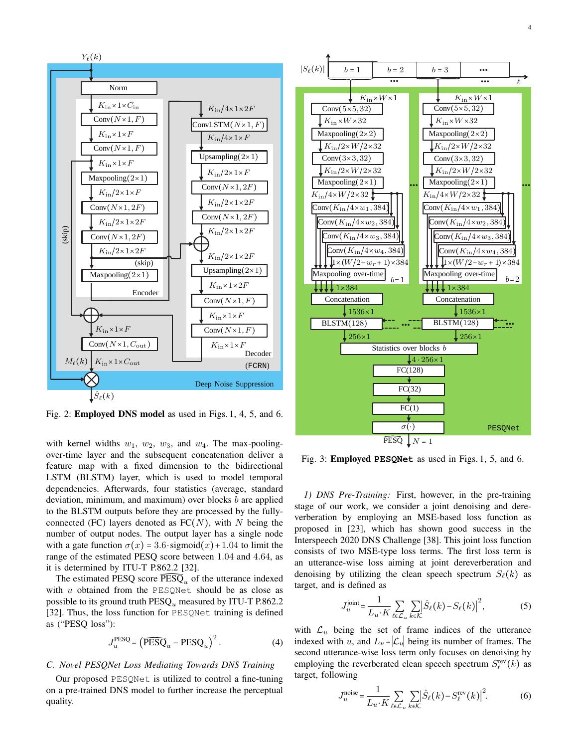Fig. 2: **Employed DNS model** as used in Figs. 1, 4, 5, and 6.

Fig. 3: **Employed `PESQNet`** as used in Figs. 1, 5, and 6.

with kernel widths $w_1$, $w_2$, $w_3$, and $w_4$. The max-pooling-over-time layer and the subsequent concatenation deliver a feature map with a fixed dimension to the bidirectional LSTM (BLSTM) layer, which is used to model temporal dependencies. Afterwards, four statistics (average, standard deviation, minimum, and maximum) over blocks $b$ are applied to the BLSTM outputs before they are processed by the fully-connected (FC) layers denoted as FC($N$), with $N$ being the number of output nodes. The output layer has a single node with a gate function $\sigma(x) = 3.6 \cdot \text{sigmoid}(x) + 1.04$ to limit the range of the estimated PESQ score between 1.04 and 4.64, as it is determined by ITU-T P.862.2 [32].

The estimated PESQ score $\widehat{\text{PESQ}}_u$ of the utterance indexed with $u$ obtained from the `PESQNet` should be as close as possible to its ground truth $\text{PESQ}_u$ measured by ITU-T P.862.2 [32]. Thus, the loss function for `PESQNet` training is defined as ("PESQ loss"):

$$J_u^{\text{PESQ}} = \left(\widehat{\text{PESQ}}_u - \text{PESQ}_u\right)^2. \tag{4}$$

### C. Novel PESQNet Loss Mediating Towards DNS Training

Our proposed `PESQNet` is utilized to control a fine-tuning on a pre-trained DNS model to further increase the perceptual quality.

*1) DNS Pre-Training:* First, however, in the pre-training stage of our work, we consider a joint denoising and dereverberation by employing an MSE-based loss function as proposed in [23], which has shown good success in the Interspeech 2020 DNS Challenge [38]. This joint loss function consists of two MSE-type loss terms. The first loss term is an utterance-wise loss aiming at joint dereverberation and denoising by utilizing the clean speech spectrum $S_\ell(k)$ as target, and is defined as

$$J_u^{\text{joint}} = \frac{1}{L_u \cdot K} \sum_{\ell \in \mathcal{L}_u} \sum_{k \in \mathcal{K}} \left|\hat{S}_\ell(k) - S_\ell(k)\right|^2, \tag{5}$$

with $\mathcal{L}_u$ being the set of frame indices of the utterance indexed with $u$, and $L_u = |\mathcal{L}_u|$ being its number of frames. The second utterance-wise loss term only focuses on denoising by employing the reverberated clean speech spectrum $S_\ell^{\text{rev}}(k)$ as target, following

$$J_u^{\text{noise}} = \frac{1}{L_u \cdot K} \sum_{\ell \in \mathcal{L}_u} \sum_{k \in \mathcal{K}} \left|\hat{S}_\ell(k) - S_\ell^{\text{rev}}(k)\right|^2. \tag{6}$$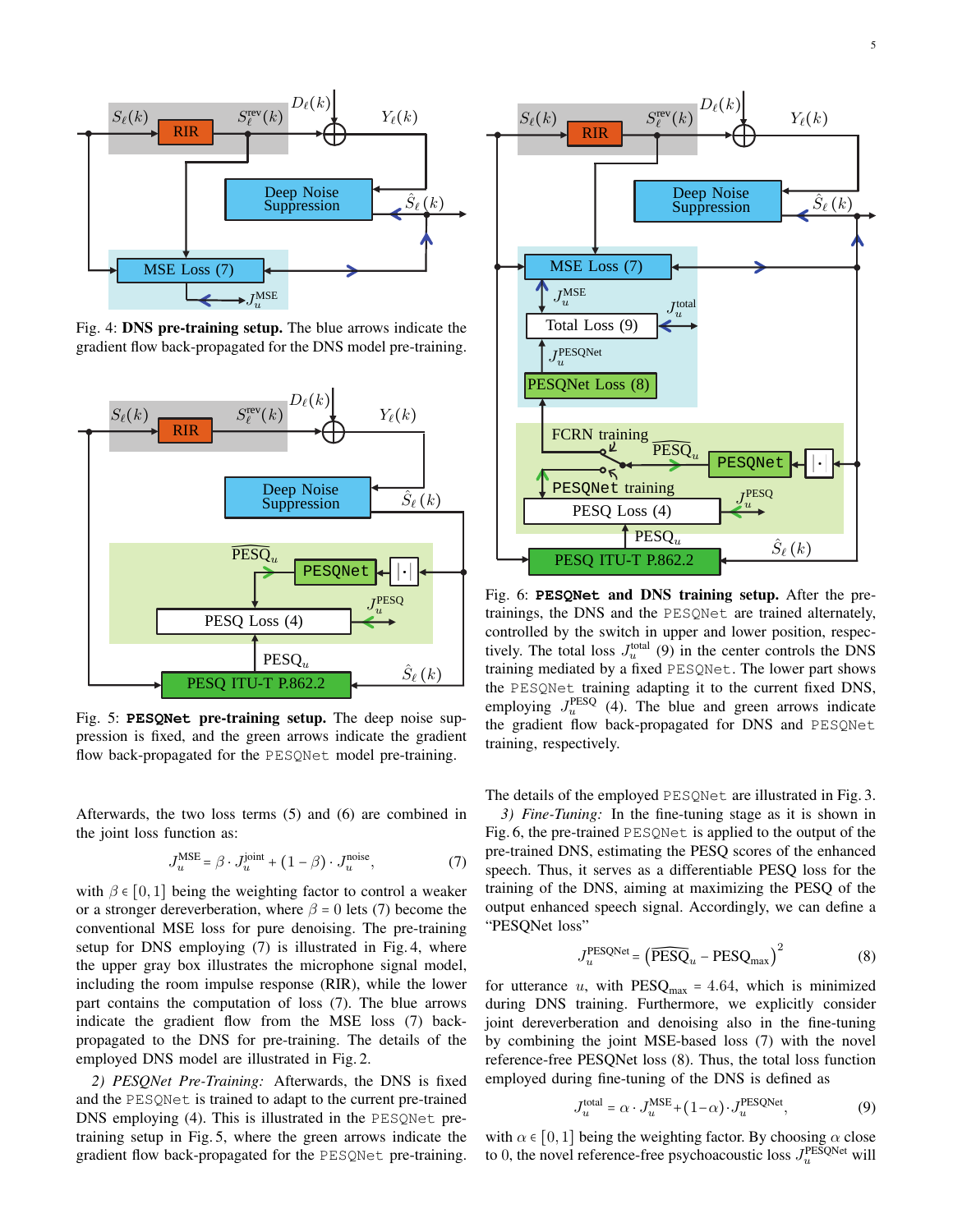Fig. 4: **DNS pre-training setup.** The blue arrows indicate the gradient flow back-propagated for the DNS model pre-training.

Fig. 5: **PESQNet pre-training setup.** The deep noise suppression is fixed, and the green arrows indicate the gradient flow back-propagated for the PESQNet model pre-training.

Fig. 6: **PESQNet and DNS training setup.** After the pretrainings, the DNS and the PESQNet are trained alternately, controlled by the switch in upper and lower position, respectively. The total loss $J_u^{\text{total}}$ (9) in the center controls the DNS training mediated by a fixed PESQNet. The lower part shows the PESQNet training adapting it to the current fixed DNS, employing $J_u^{\text{PESQ}}$ (4). The blue and green arrows indicate the gradient flow back-propagated for DNS and PESQNet training, respectively.

Afterwards, the two loss terms (5) and (6) are combined in the joint loss function as:

$$J_u^{\text{MSE}} = \beta \cdot J_u^{\text{joint}} + (1-\beta) \cdot J_u^{\text{noise}}, \tag{7}$$

with $\beta \in [0, 1]$ being the weighting factor to control a weaker or a stronger dereverberation, where $\beta = 0$ lets (7) become the conventional MSE loss for pure denoising. The pre-training setup for DNS employing (7) is illustrated in Fig. 4, where the upper gray box illustrates the microphone signal model, including the room impulse response (RIR), while the lower part contains the computation of loss (7). The blue arrows indicate the gradient flow from the MSE loss (7) back-propagated to the DNS for pre-training. The details of the employed DNS model are illustrated in Fig. 2.

*2) PESQNet Pre-Training:* Afterwards, the DNS is fixed and the PESQNet is trained to adapt to the current pre-trained DNS employing (4). This is illustrated in the PESQNet pre-training setup in Fig. 5, where the green arrows indicate the gradient flow back-propagated for the PESQNet pre-training. The details of the employed PESQNet are illustrated in Fig. 3.

*3) Fine-Tuning:* In the fine-tuning stage as it is shown in Fig. 6, the pre-trained PESQNet is applied to the output of the pre-trained DNS, estimating the PESQ scores of the enhanced speech. Thus, it serves as a differentiable PESQ loss for the training of the DNS, aiming at maximizing the PESQ of the output enhanced speech signal. Accordingly, we can define a "PESQNet loss"

$$J_u^{\text{PESQNet}} = \left(\widehat{\text{PESQ}}_u - \text{PESQ}_{\text{max}}\right)^2 \tag{8}$$

for utterance $u$, with $\text{PESQ}_{\text{max}} = 4.64$, which is minimized during DNS training. Furthermore, we explicitly consider joint dereverberation and denoising also in the fine-tuning by combining the joint MSE-based loss (7) with the novel reference-free PESQNet loss (8). Thus, the total loss function employed during fine-tuning of the DNS is defined as

$$J_u^{\text{total}} = \alpha \cdot J_u^{\text{MSE}} + (1-\alpha) \cdot J_u^{\text{PESQNet}}, \tag{9}$$

with $\alpha \in [0, 1]$ being the weighting factor. By choosing $\alpha$ close to 0, the novel reference-free psychoacoustic loss $J_u^{\text{PESQNet}}$ will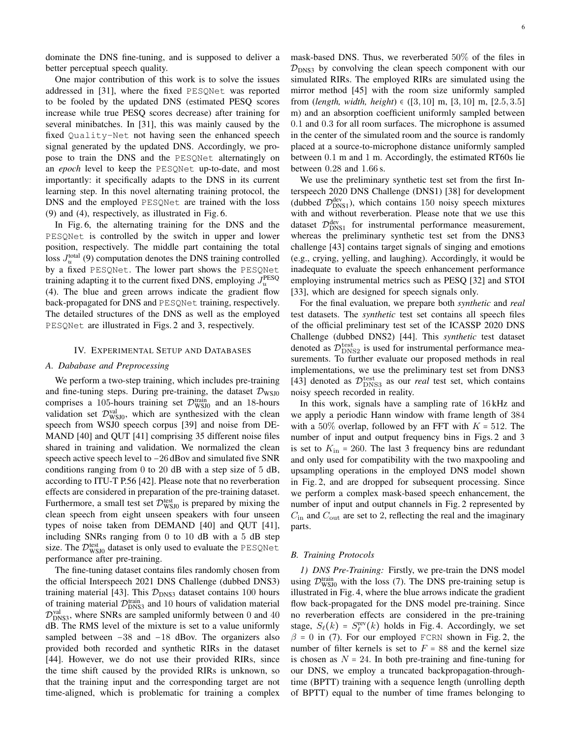dominate the DNS fine-tuning, and is supposed to deliver a better perceptual speech quality.

One major contribution of this work is to solve the issues addressed in [31], where the fixed `PESQNet` was reported to be fooled by the updated DNS (estimated PESQ scores increase while true PESQ scores decrease) after training for several minibatches. In [31], this was mainly caused by the fixed `Quality-Net` not having seen the enhanced speech signal generated by the updated DNS. Accordingly, we propose to train the DNS and the `PESQNet` alternatingly on an *epoch* level to keep the `PESQNet` up-to-date, and most importantly: it specifically adapts to the DNS in its current learning step. In this novel alternating training protocol, the DNS and the employed `PESQNet` are trained with the loss (9) and (4), respectively, as illustrated in Fig. 6.

In Fig. 6, the alternating training for the DNS and the `PESQNet` is controlled by the switch in upper and lower position, respectively. The middle part containing the total loss $J_u^{\text{total}}$ (9) computation denotes the DNS training controlled by a fixed `PESQNet`. The lower part shows the `PESQNet` training adapting it to the current fixed DNS, employing $J_u^{\text{PESQ}}$ (4). The blue and green arrows indicate the gradient flow back-propagated for DNS and `PESQNet` training, respectively. The detailed structures of the DNS as well as the employed `PESQNet` are illustrated in Figs. 2 and 3, respectively.

## IV. Experimental Setup and Databases

### A. Dababase and Preprocessing

We perform a two-step training, which includes pre-training and fine-tuning steps. During pre-training, the dataset $\mathcal{D}_{\text{WSJ0}}$ comprises a 105-hours training set $\mathcal{D}_{\text{WSJ0}}^{\text{train}}$ and an 18-hours validation set $\mathcal{D}_{\text{WSJ0}}^{\text{val}}$, which are synthesized with the clean speech from WSJ0 speech corpus [39] and noise from DEMAND [40] and QUT [41] comprising 35 different noise files shared in training and validation. We normalized the clean speech active speech level to $-26$ dBov and simulated five SNR conditions ranging from 0 to 20 dB with a step size of 5 dB, according to ITU-T P.56 [42]. Please note that no reverberation effects are considered in preparation of the pre-training dataset. Furthermore, a small test set $\mathcal{D}_{\text{WSJ0}}^{\text{test}}$ is prepared by mixing the clean speech from eight unseen speakers with four unseen types of noise taken from DEMAND [40] and QUT [41], including SNRs ranging from 0 to 10 dB with a 5 dB step size. The $\mathcal{D}_{\text{WSJ0}}^{\text{test}}$ dataset is only used to evaluate the `PESQNet` performance after pre-training.

The fine-tuning dataset contains files randomly chosen from the official Interspeech 2021 DNS Challenge (dubbed DNS3) training material [43]. This $\mathcal{D}_{\text{DNS3}}$ dataset contains 100 hours of training material $\mathcal{D}_{\text{DNS3}}^{\text{train}}$ and 10 hours of validation material $\mathcal{D}_{\text{DNS3}}^{\text{val}}$, where SNRs are sampled uniformly between 0 and 40 dB. The RMS level of the mixture is set to a value uniformly sampled between $-38$ and $-18$ dBov. The organizers also provided both recorded and synthetic RIRs in the dataset [44]. However, we do not use their provided RIRs, since the time shift caused by the provided RIRs is unknown, so that the training input and the corresponding target are not time-aligned, which is problematic for training a complex mask-based DNS. Thus, we reverberated $50\%$ of the files in $\mathcal{D}_{\text{DNS3}}$ by convolving the clean speech component with our simulated RIRs. The employed RIRs are simulated using the mirror method [45] with the room size uniformly sampled from (*length, width, height*) $\in$ ([3, 10] m, [3, 10] m, [2.5, 3.5] m) and an absorption coefficient uniformly sampled between 0.1 and 0.3 for all room surfaces. The microphone is assumed in the center of the simulated room and the source is randomly placed at a source-to-microphone distance uniformly sampled between 0.1 m and 1 m. Accordingly, the estimated RT60s lie between 0.28 and 1.66 s.

We use the preliminary synthetic test set from the first Interspeech 2020 DNS Challenge (DNS1) [38] for development (dubbed $\mathcal{D}_{\text{DNS1}}^{\text{dev}}$), which contains 150 noisy speech mixtures with and without reverberation. Please note that we use this dataset $\mathcal{D}_{\text{DNS1}}^{\text{dev}}$ for instrumental performance measurement, whereas the preliminary synthetic test set from the DNS3 challenge [43] contains target signals of singing and emotions (e.g., crying, yelling, and laughing). Accordingly, it would be inadequate to evaluate the speech enhancement performance employing instrumental metrics such as PESQ [32] and STOI [33], which are designed for speech signals only.

For the final evaluation, we prepare both *synthetic* and *real* test datasets. The *synthetic* test set contains all speech files of the official preliminary test set of the ICASSP 2020 DNS Challenge (dubbed DNS2) [44]. This *synthetic* test dataset denoted as $\mathcal{D}_{\text{DNS2}}^{\text{test}}$ is used for instrumental performance measurements. To further evaluate our proposed methods in real implementations, we use the preliminary test set from DNS3 [43] denoted as $\mathcal{D}_{\text{DNS3}}^{\text{test}}$ as our *real* test set, which contains noisy speech recorded in reality.

In this work, signals have a sampling rate of 16 kHz and we apply a periodic Hann window with frame length of 384 with a $50\%$ overlap, followed by an FFT with $K = 512$. The number of input and output frequency bins in Figs. 2 and 3 is set to $K_{\text{in}} = 260$. The last 3 frequency bins are redundant and only used for compatibility with the two maxpooling and upsampling operations in the employed DNS model shown in Fig. 2, and are dropped for subsequent processing. Since we perform a complex mask-based speech enhancement, the number of input and output channels in Fig. 2 represented by $C_{\text{in}}$ and $C_{\text{out}}$ are set to 2, reflecting the real and the imaginary parts.

### B. Training Protocols

*1) DNS Pre-Training:* Firstly, we pre-train the DNS model using $\mathcal{D}_{\text{WSJ0}}^{\text{train}}$ with the loss (7). The DNS pre-training setup is illustrated in Fig. 4, where the blue arrows indicate the gradient flow back-propagated for the DNS model pre-training. Since no reverberation effects are considered in the pre-training stage, $S_\ell(k) = S_\ell^{\text{rev}}(k)$ holds in Fig. 4. Accordingly, we set $\beta = 0$ in (7). For our employed `FCRN` shown in Fig. 2, the number of filter kernels is set to $F = 88$ and the kernel size is chosen as $N = 24$. In both pre-training and fine-tuning for our DNS, we employ a truncated backpropagation-through-time (BPTT) training with a sequence length (unrolling depth of BPTT) equal to the number of time frames belonging to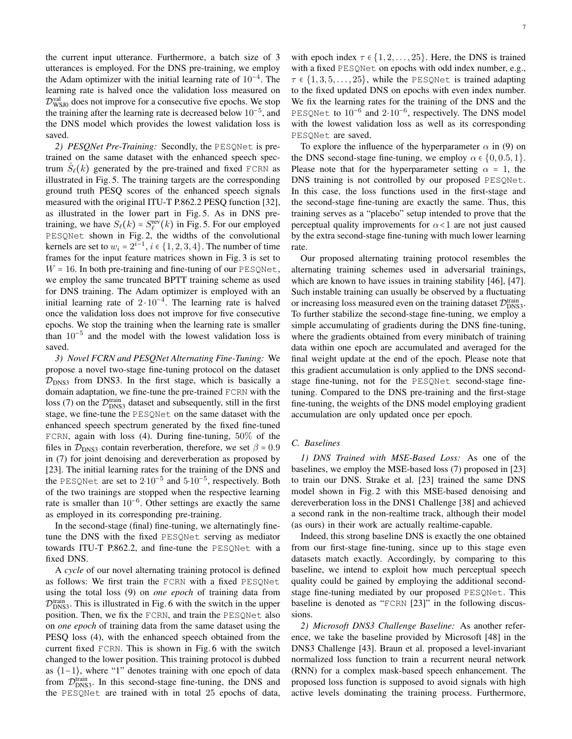the current input utterance. Furthermore, a batch size of 3 utterances is employed. For the DNS pre-training, we employ the Adam optimizer with the initial learning rate of $10^{-4}$. The learning rate is halved once the validation loss measured on $\mathcal{D}_{\mathrm{WSJ0}}^{\mathrm{val}}$ does not improve for a consecutive five epochs. We stop the training after the learning rate is decreased below $10^{-5}$, and the DNS model which provides the lowest validation loss is saved.

*2) PESQNet Pre-Training:* Secondly, the PESQNet is pre-trained on the same dataset with the enhanced speech spectrum $\hat{S}_\ell(k)$ generated by the pre-trained and fixed FCRN as illustrated in Fig. 5. The training targets are the corresponding ground truth PESQ scores of the enhanced speech signals measured with the original ITU-T P.862.2 PESQ function [32], as illustrated in the lower part in Fig. 5. As in DNS pre-training, we have $S_\ell(k) = S_\ell^{\mathrm{rev}}(k)$ in Fig. 5. For our employed PESQNet shown in Fig. 2, the widths of the convolutional kernels are set to $w_i = 2^{i-1}$, $i \in \{1,2,3,4\}$. The number of time frames for the input feature matrices shown in Fig. 3 is set to $W = 16$. In both pre-training and fine-tuning of our PESQNet, we employ the same truncated BPTT training scheme as used for DNS training. The Adam optimizer is employed with an initial learning rate of $2 \cdot 10^{-4}$. The learning rate is halved once the validation loss does not improve for five consecutive epochs. We stop the training when the learning rate is smaller than $10^{-5}$ and the model with the lowest validation loss is saved.

*3) Novel FCRN and PESQNet Alternating Fine-Tuning:* We propose a novel two-stage fine-tuning protocol on the dataset $\mathcal{D}_{\mathrm{DNS3}}$ from DNS3. In the first stage, which is basically a domain adaptation, we fine-tune the pre-trained FCRN with the loss (7) on the $\mathcal{D}_{\mathrm{DNS3}}^{\mathrm{train}}$ dataset and subsequently, still in the first stage, we fine-tune the PESQNet on the same dataset with the enhanced speech spectrum generated by the fixed fine-tuned FCRN, again with loss (4). During fine-tuning, $50\%$ of the files in $\mathcal{D}_{\mathrm{DNS3}}$ contain reverberation, therefore, we set $\beta = 0.9$ in (7) for joint denoising and dereverberation as proposed by [23]. The initial learning rates for the training of the DNS and the PESQNet are set to $2 \cdot 10^{-5}$ and $5 \cdot 10^{-5}$, respectively. Both of the two trainings are stopped when the respective learning rate is smaller than $10^{-6}$. Other settings are exactly the same as employed in its corresponding pre-training.

In the second-stage (final) fine-tuning, we alternatingly fine-tune the DNS with the fixed PESQNet serving as mediator towards ITU-T P.862.2, and fine-tune the PESQNet with a fixed DNS.

A *cycle* of our novel alternating training protocol is defined as follows: We first train the FCRN with a fixed PESQNet using the total loss (9) on *one epoch* of training data from $\mathcal{D}_{\mathrm{DNS3}}^{\mathrm{train}}$. This is illustrated in Fig. 6 with the switch in the upper position. Then, we fix the FCRN, and train the PESQNet also on *one epoch* of training data from the same dataset using the PESQ loss (4), with the enhanced speech obtained from the current fixed FCRN. This is shown in Fig. 6 with the switch changed to the lower position. This training protocol is dubbed as $\langle 1\text{–}1 \rangle$, where "1" denotes training with one epoch of data from $\mathcal{D}_{\mathrm{DNS3}}^{\mathrm{train}}$. In this second-stage fine-tuning, the DNS and the PESQNet are trained with in total 25 epochs of data, with epoch index $\tau \in \{1,2,\ldots,25\}$. Here, the DNS is trained with a fixed PESQNet on epochs with odd index number, e.g., $\tau \in \{1,3,5,\ldots,25\}$, while the PESQNet is trained adapting to the fixed updated DNS on epochs with even index number. We fix the learning rates for the training of the DNS and the PESQNet to $10^{-6}$ and $2 \cdot 10^{-6}$, respectively. The DNS model with the lowest validation loss as well as its corresponding PESQNet are saved.

To explore the influence of the hyperparameter $\alpha$ in (9) on the DNS second-stage fine-tuning, we employ $\alpha \in \{0, 0.5, 1\}$. Please note that for the hyperparameter setting $\alpha = 1$, the DNS training is not controlled by our proposed PESQNet. In this case, the loss functions used in the first-stage and the second-stage fine-tuning are exactly the same. Thus, this training serves as a "placebo" setup intended to prove that the perceptual quality improvements for $\alpha < 1$ are not just caused by the extra second-stage fine-tuning with much lower learning rate.

Our proposed alternating training protocol resembles the alternating training schemes used in adversarial trainings, which are known to have issues in training stability [46], [47]. Such instable training can usually be observed by a fluctuating or increasing loss measured even on the training dataset $\mathcal{D}_{\mathrm{DNS3}}^{\mathrm{train}}$. To further stabilize the second-stage fine-tuning, we employ a simple accumulating of gradients during the DNS fine-tuning, where the gradients obtained from every minibatch of training data within one epoch are accumulated and averaged for the final weight update at the end of the epoch. Please note that this gradient accumulation is only applied to the DNS second-stage fine-tuning, not for the PESQNet second-stage fine-tuning. Compared to the DNS pre-training and the first-stage fine-tuning, the weights of the DNS model employing gradient accumulation are only updated once per epoch.

### C. Baselines

*1) DNS Trained with MSE-Based Loss:* As one of the baselines, we employ the MSE-based loss (7) proposed in [23] to train our DNS. Strake et al. [23] trained the same DNS model shown in Fig. 2 with this MSE-based denoising and dereverberation loss in the DNS1 Challenge [38] and achieved a second rank in the non-realtime track, although their model (as ours) in their work are actually realtime-capable.

Indeed, this strong baseline DNS is exactly the one obtained from our first-stage fine-tuning, since up to this stage even datasets match exactly. Accordingly, by comparing to this baseline, we intend to exploit how much perceptual speech quality could be gained by employing the additional second-stage fine-tuning mediated by our proposed PESQNet. This baseline is denoted as "FCRN [23]" in the following discussions.

*2) Microsoft DNS3 Challenge Baseline:* As another reference, we take the baseline provided by Microsoft [48] in the DNS3 Challenge [43]. Braun et al. proposed a level-invariant normalized loss function to train a recurrent neural network (RNN) for a complex mask-based speech enhancement. The proposed loss function is supposed to avoid signals with high active levels dominating the training process. Furthermore,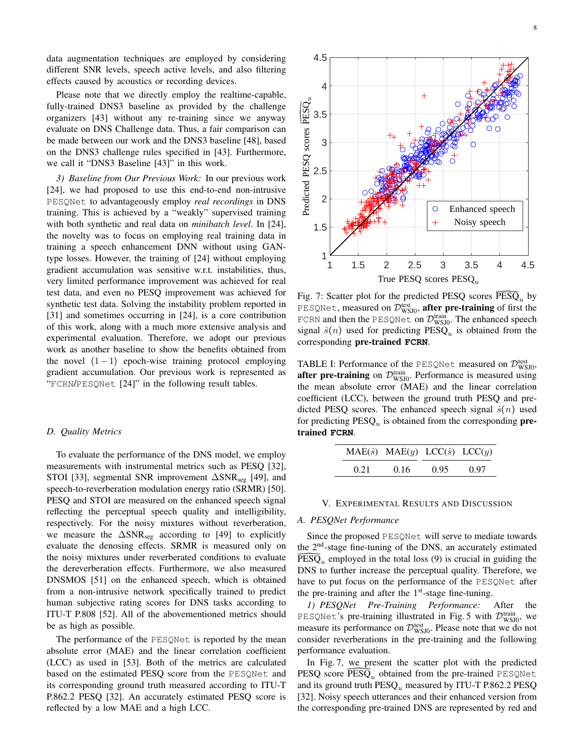data augmentation techniques are employed by considering different SNR levels, speech active levels, and also filtering effects caused by acoustics or recording devices.

Please note that we directly employ the realtime-capable, fully-trained DNS3 baseline as provided by the challenge organizers [43] without any re-training since we anyway evaluate on DNS Challenge data. Thus, a fair comparison can be made between our work and the DNS3 baseline [48], based on the DNS3 challenge rules specified in [43]. Furthermore, we call it "DNS3 Baseline [43]" in this work.

*3) Baseline from Our Previous Work:* In our previous work [24], we had proposed to use this end-to-end non-intrusive PESQNet to advantageously employ *real recordings* in DNS training. This is achieved by a "weakly" supervised training with both synthetic and real data on *minibatch level*. In [24], the novelty was to focus on employing real training data in training a speech enhancement DNN without using GAN-type losses. However, the training of [24] without employing gradient accumulation was sensitive w.r.t. instabilities, thus, very limited performance improvement was achieved for real test data, and even no PESQ improvement was achieved for synthetic test data. Solving the instability problem reported in [31] and sometimes occurring in [24], is a core contribution of this work, along with a much more extensive analysis and experimental evaluation. Therefore, we adopt our previous work as another baseline to show the benefits obtained from the novel $\langle 1-1 \rangle$ epoch-wise training protocol employing gradient accumulation. Our previous work is represented as "FCRN/PESQNet [24]" in the following result tables.

### D. Quality Metrics

To evaluate the performance of the DNS model, we employ measurements with instrumental metrics such as PESQ [32], STOI [33], segmental SNR improvement $\Delta\text{SNR}_{\text{seg}}$ [49], and speech-to-reverberation modulation energy ratio (SRMR) [50]. PESQ and STOI are measured on the enhanced speech signal reflecting the perceptual speech quality and intelligibility, respectively. For the noisy mixtures without reverberation, we measure the $\Delta\text{SNR}_{\text{seg}}$ according to [49] to explicitly evaluate the denosing effects. SRMR is measured only on the noisy mixtures under reverberated conditions to evaluate the dereverberation effects. Furthermore, we also measured DNSMOS [51] on the enhanced speech, which is obtained from a non-intrusive network specifically trained to predict human subjective rating scores for DNS tasks according to ITU-T P.808 [52]. All of the abovementioned metrics should be as high as possible.

The performance of the PESQNet is reported by the mean absolute error (MAE) and the linear correlation coefficient (LCC) as used in [53]. Both of the metrics are calculated based on the estimated PESQ score from the PESQNet and its corresponding ground truth measured according to ITU-T P.862.2 PESQ [32]. An accurately estimated PESQ score is reflected by a low MAE and a high LCC.

Fig. 7: Scatter plot for the predicted PESQ scores $\widehat{\text{PESQ}}_u$ by PESQNet, measured on $\mathcal{D}^{\text{test}}_{\text{WSJ0}}$, **after pre-training** of first the FCRN and then the PESQNet on $\mathcal{D}^{\text{train}}_{\text{WSJ0}}$. The enhanced speech signal $\hat{s}(n)$ used for predicting $\text{PESQ}_u$ is obtained from the corresponding **pre-trained FCRN**.

TABLE I: Performance of the PESQNet measured on $\mathcal{D}^{\text{test}}_{\text{WSJ0}}$, **after pre-training** on $\mathcal{D}^{\text{train}}_{\text{WSJ0}}$. Performance is measured using the mean absolute error (MAE) and the linear correlation coefficient (LCC), between the ground truth PESQ and predicted PESQ scores. The enhanced speech signal $\hat{s}(n)$ used for predicting $\text{PESQ}_u$ is obtained from the corresponding **pre-trained FCRN**.

| MAE($\hat{s}$) | MAE($y$) | LCC($\hat{s}$) | LCC($y$) |
|---|---|---|---|
| 0.21 | 0.16 | 0.95 | 0.97 |

## V. Experimental Results and Discussion

### A. PESQNet Performance

Since the proposed PESQNet will serve to mediate towards the 2[nd]-stage fine-tuning of the DNS, an accurately estimated $\widehat{\text{PESQ}}_u$ employed in the total loss (9) is crucial in guiding the DNS to further increase the perceptual quality. Therefore, we have to put focus on the performance of the PESQNet after the pre-training and after the 1[st]-stage fine-tuning.

*1) PESQNet Pre-Training Performance:* After the PESQNet's pre-training illustrated in Fig. 5 with $\mathcal{D}^{\text{train}}_{\text{WSJ0}}$, we measure its performance on $\mathcal{D}^{\text{test}}_{\text{WSJ0}}$. Please note that we do not consider reverberations in the pre-training and the following performance evaluation.

In Fig. 7, we present the scatter plot with the predicted PESQ score $\widehat{\text{PESQ}}_u$ obtained from the pre-trained PESQNet and its ground truth $\text{PESQ}_u$ measured by ITU-T P.862.2 PESQ [32]. Noisy speech utterances and their enhanced version from the corresponding pre-trained DNS are represented by red and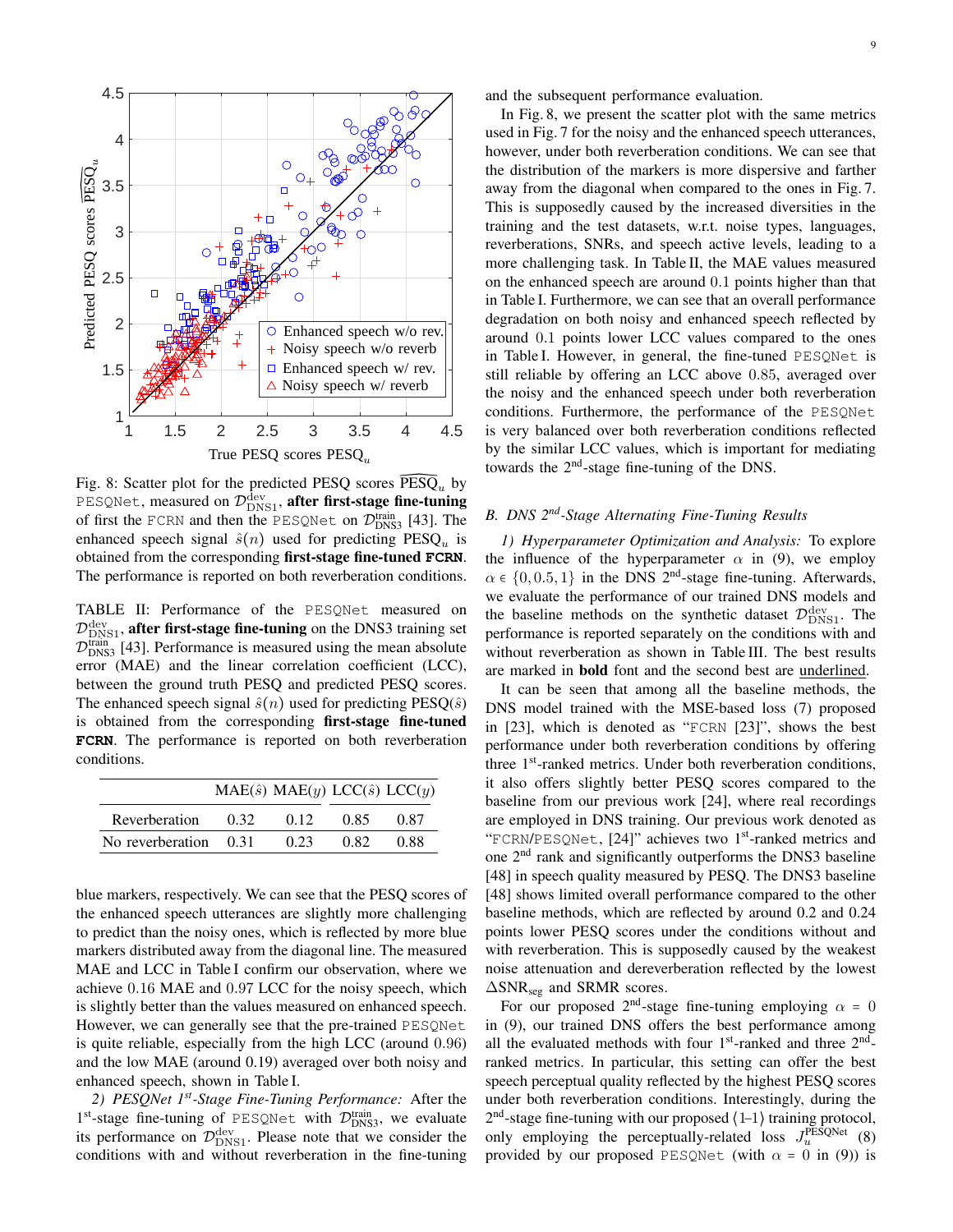Fig. 8: Scatter plot for the predicted PESQ scores $\widehat{\text{PESQ}}_u$ by PESQNet, measured on $\mathcal{D}_{\text{DNS1}}^{\text{dev}}$, **after first-stage fine-tuning** of first the FCRN and then the PESQNet on $\mathcal{D}_{\text{DNS3}}^{\text{train}}$ [43]. The enhanced speech signal $\hat{s}(n)$ used for predicting $\text{PESQ}_u$ is obtained from the corresponding **first-stage fine-tuned FCRN**. The performance is reported on both reverberation conditions.

TABLE II: Performance of the PESQNet measured on $\mathcal{D}_{\text{DNS1}}^{\text{dev}}$, **after first-stage fine-tuning** on the DNS3 training set $\mathcal{D}_{\text{DNS3}}^{\text{train}}$ [43]. Performance is measured using the mean absolute error (MAE) and the linear correlation coefficient (LCC), between the ground truth PESQ and predicted PESQ scores. The enhanced speech signal $\hat{s}(n)$ used for predicting PESQ($\hat{s}$) is obtained from the corresponding **first-stage fine-tuned FCRN**. The performance is reported on both reverberation conditions.

| | MAE($\hat{s}$) | MAE($y$) | LCC($\hat{s}$) | LCC($y$) |
|---|---|---|---|---|
| Reverberation | 0.32 | 0.12 | 0.85 | 0.87 |
| No reverberation | 0.31 | 0.23 | 0.82 | 0.88 |

blue markers, respectively. We can see that the PESQ scores of the enhanced speech utterances are slightly more challenging to predict than the noisy ones, which is reflected by more blue markers distributed away from the diagonal line. The measured MAE and LCC in Table I confirm our observation, where we achieve $0.16$ MAE and $0.97$ LCC for the noisy speech, which is slightly better than the values measured on enhanced speech. However, we can generally see that the pre-trained PESQNet is quite reliable, especially from the high LCC (around $0.96$) and the low MAE (around $0.19$) averaged over both noisy and enhanced speech, shown in Table I.

*2) PESQNet 1st-Stage Fine-Tuning Performance:* After the 1st-stage fine-tuning of PESQNet with $\mathcal{D}_{\text{DNS3}}^{\text{train}}$, we evaluate its performance on $\mathcal{D}_{\text{DNS1}}^{\text{dev}}$. Please note that we consider the conditions with and without reverberation in the fine-tuning and the subsequent performance evaluation.

In Fig. 8, we present the scatter plot with the same metrics used in Fig. 7 for the noisy and the enhanced speech utterances, however, under both reverberation conditions. We can see that the distribution of the markers is more dispersive and farther away from the diagonal when compared to the ones in Fig. 7. This is supposedly caused by the increased diversities in the training and the test datasets, w.r.t. noise types, languages, reverberations, SNRs, and speech active levels, leading to a more challenging task. In Table II, the MAE values measured on the enhanced speech are around $0.1$ points higher than that in Table I. Furthermore, we can see that an overall performance degradation on both noisy and enhanced speech reflected by around $0.1$ points lower LCC values compared to the ones in Table I. However, in general, the fine-tuned PESQNet is still reliable by offering an LCC above $0.85$, averaged over the noisy and the enhanced speech under both reverberation conditions. Furthermore, the performance of the PESQNet is very balanced over both reverberation conditions reflected by the similar LCC values, which is important for mediating towards the 2nd-stage fine-tuning of the DNS.

### *B. DNS 2nd-Stage Alternating Fine-Tuning Results*

*1) Hyperparameter Optimization and Analysis:* To explore the influence of the hyperparameter $\alpha$ in (9), we employ $\alpha \in \{0, 0.5, 1\}$ in the DNS 2nd-stage fine-tuning. Afterwards, we evaluate the performance of our trained DNS models and the baseline methods on the synthetic dataset $\mathcal{D}_{\text{DNS1}}^{\text{dev}}$. The performance is reported separately on the conditions with and without reverberation as shown in Table III. The best results are marked in **bold** font and the second best are underlined.

It can be seen that among all the baseline methods, the DNS model trained with the MSE-based loss (7) proposed in [23], which is denoted as "FCRN [23]", shows the best performance under both reverberation conditions by offering three 1st-ranked metrics. Under both reverberation conditions, it also offers slightly better PESQ scores compared to the baseline from our previous work [24], where real recordings are employed in DNS training. Our previous work denoted as "FCRN/PESQNet, [24]" achieves two 1st-ranked metrics and one 2nd rank and significantly outperforms the DNS3 baseline [48] in speech quality measured by PESQ. The DNS3 baseline [48] shows limited overall performance compared to the other baseline methods, which are reflected by around 0.2 and 0.24 points lower PESQ scores under the conditions without and with reverberation. This is supposedly caused by the weakest noise attenuation and dereverberation reflected by the lowest $\Delta\text{SNR}_{\text{seg}}$ and SRMR scores.

For our proposed 2nd-stage fine-tuning employing $\alpha = 0$ in (9), our trained DNS offers the best performance among all the evaluated methods with four 1st-ranked and three 2nd-ranked metrics. In particular, this setting can offer the best speech perceptual quality reflected by the highest PESQ scores under both reverberation conditions. Interestingly, during the 2nd-stage fine-tuning with our proposed ⟨1–1⟩ training protocol, only employing the perceptually-related loss $J_u^{\text{PESQNet}}$ (8) provided by our proposed PESQNet (with $\alpha = 0$ in (9)) is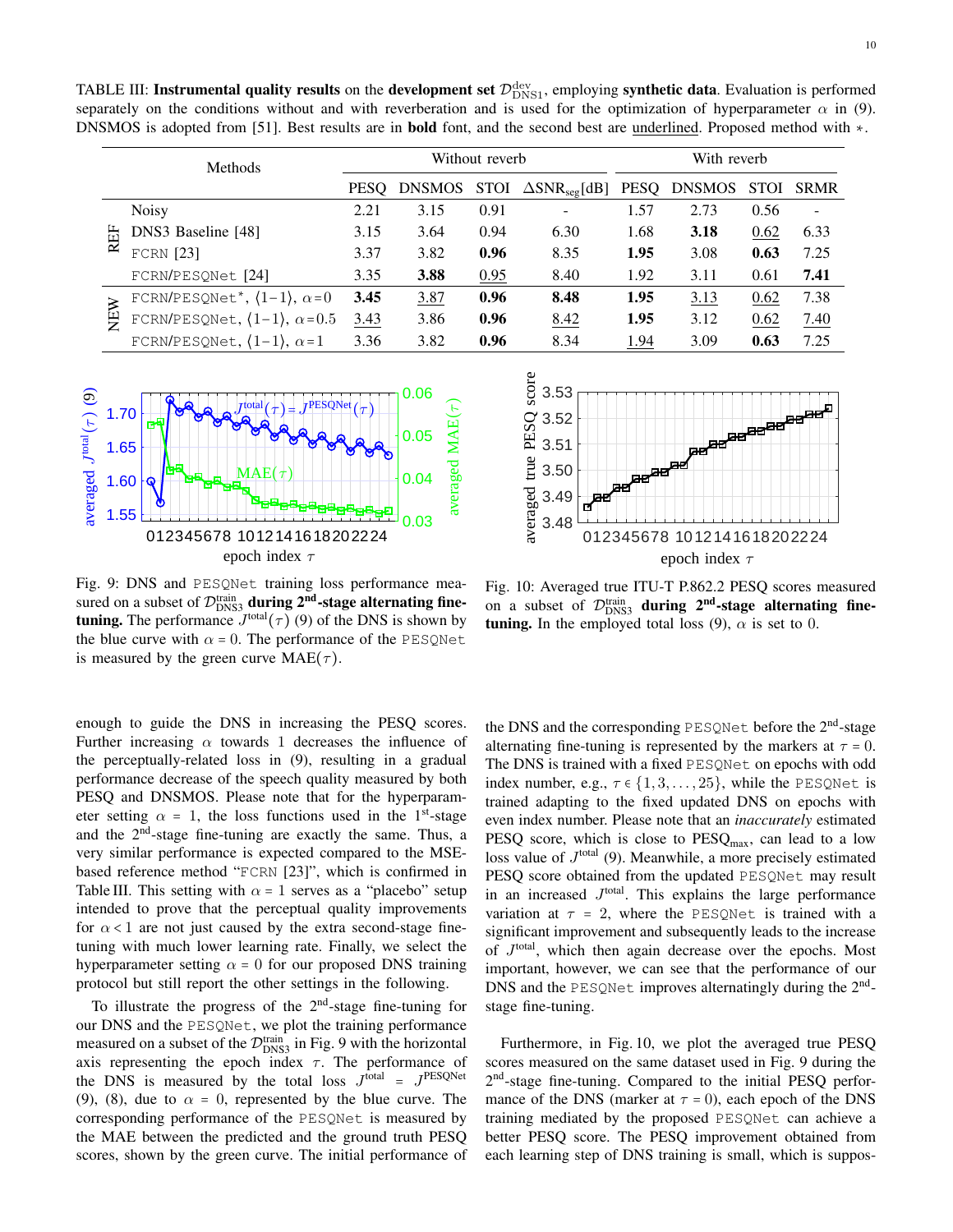TABLE III: **Instrumental quality results** on the **development set** $\mathcal{D}_{\text{DNS1}}^{\text{dev}}$, employing **synthetic data**. Evaluation is performed separately on the conditions without and with reverberation and is used for the optimization of hyperparameter $\alpha$ in (9). DNSMOS is adopted from [51]. Best results are in **bold** font, and the second best are <u>underlined</u>. Proposed method with $\ast$.

| | Methods | Without reverb | | | | With reverb | | | |
|---|---|---|---|---|---|---|---|---|---|
| | | PESQ | DNSMOS | STOI | $\Delta\text{SNR}_{\text{seg}}$[dB] | PESQ | DNSMOS | STOI | SRMR |
| REF | Noisy | 2.21 | 3.15 | 0.91 | - | 1.57 | 2.73 | 0.56 | - |
| | DNS3 Baseline [48] | 3.15 | 3.64 | 0.94 | 6.30 | 1.68 | **3.18** | <u>0.62</u> | 6.33 |
| | FCRN [23] | 3.37 | 3.82 | **0.96** | 8.35 | **1.95** | 3.08 | **0.63** | 7.25 |
| | FCRN/PESQNet [24] | 3.35 | **3.88** | <u>0.95</u> | 8.40 | 1.92 | 3.11 | 0.61 | **7.41** |
| NEW | FCRN/PESQNet*, ⟨1−1⟩, $\alpha$=0 | **3.45** | <u>3.87</u> | **0.96** | **8.48** | **1.95** | <u>3.13</u> | <u>0.62</u> | 7.38 |
| | FCRN/PESQNet, ⟨1−1⟩, $\alpha$=0.5 | <u>3.43</u> | 3.86 | **0.96** | <u>8.42</u> | **1.95** | 3.12 | <u>0.62</u> | <u>7.40</u> |
| | FCRN/PESQNet, ⟨1−1⟩, $\alpha$=1 | 3.36 | 3.82 | **0.96** | 8.34 | <u>1.94</u> | 3.09 | **0.63** | 7.25 |

Fig. 9: DNS and PESQNet training loss performance measured on a subset of $\mathcal{D}_{\text{DNS3}}^{\text{train}}$ **during 2[nd]-stage alternating fine-tuning.** The performance $J^{\text{total}}(\tau)$ (9) of the DNS is shown by the blue curve with $\alpha = 0$. The performance of the PESQNet is measured by the green curve $\text{MAE}(\tau)$.

Fig. 10: Averaged true ITU-T P.862.2 PESQ scores measured on a subset of $\mathcal{D}_{\text{DNS3}}^{\text{train}}$ **during 2[nd]-stage alternating fine-tuning.** In the employed total loss (9), $\alpha$ is set to 0.

enough to guide the DNS in increasing the PESQ scores. Further increasing $\alpha$ towards 1 decreases the influence of the perceptually-related loss in (9), resulting in a gradual performance decrease of the speech quality measured by both PESQ and DNSMOS. Please note that for the hyperparameter setting $\alpha = 1$, the loss functions used in the 1[st]-stage and the 2[nd]-stage fine-tuning are exactly the same. Thus, a very similar performance is expected compared to the MSE-based reference method "FCRN [23]", which is confirmed in Table III. This setting with $\alpha = 1$ serves as a "placebo" setup intended to prove that the perceptual quality improvements for $\alpha < 1$ are not just caused by the extra second-stage fine-tuning with much lower learning rate. Finally, we select the hyperparameter setting $\alpha = 0$ for our proposed DNS training protocol but still report the other settings in the following.

To illustrate the progress of the 2[nd]-stage fine-tuning for our DNS and the PESQNet, we plot the training performance measured on a subset of the $\mathcal{D}_{\text{DNS3}}^{\text{train}}$ in Fig. 9 with the horizontal axis representing the epoch index $\tau$. The performance of the DNS is measured by the total loss $J^{\text{total}} = J^{\text{PESQNet}}$ (9), (8), due to $\alpha = 0$, represented by the blue curve. The corresponding performance of the PESQNet is measured by the MAE between the predicted and the ground truth PESQ scores, shown by the green curve. The initial performance of the DNS and the corresponding PESQNet before the 2[nd]-stage alternating fine-tuning is represented by the markers at $\tau = 0$. The DNS is trained with a fixed PESQNet on epochs with odd index number, e.g., $\tau \in \{1, 3, \ldots, 25\}$, while the PESQNet is trained adapting to the fixed updated DNS on epochs with even index number. Please note that an *inaccurately* estimated PESQ score, which is close to $\text{PESQ}_{\text{max}}$, can lead to a low loss value of $J^{\text{total}}$ (9). Meanwhile, a more precisely estimated PESQ score obtained from the updated PESQNet may result in an increased $J^{\text{total}}$. This explains the large performance variation at $\tau = 2$, where the PESQNet is trained with a significant improvement and subsequently leads to the increase of $J^{\text{total}}$, which then again decrease over the epochs. Most important, however, we can see that the performance of our DNS and the PESQNet improves alternatingly during the 2[nd]-stage fine-tuning.

Furthermore, in Fig. 10, we plot the averaged true PESQ scores measured on the same dataset used in Fig. 9 during the 2[nd]-stage fine-tuning. Compared to the initial PESQ performance of the DNS (marker at $\tau = 0$), each epoch of the DNS training mediated by the proposed PESQNet can achieve a better PESQ score. The PESQ improvement obtained from each learning step of DNS training is small, which is suppos-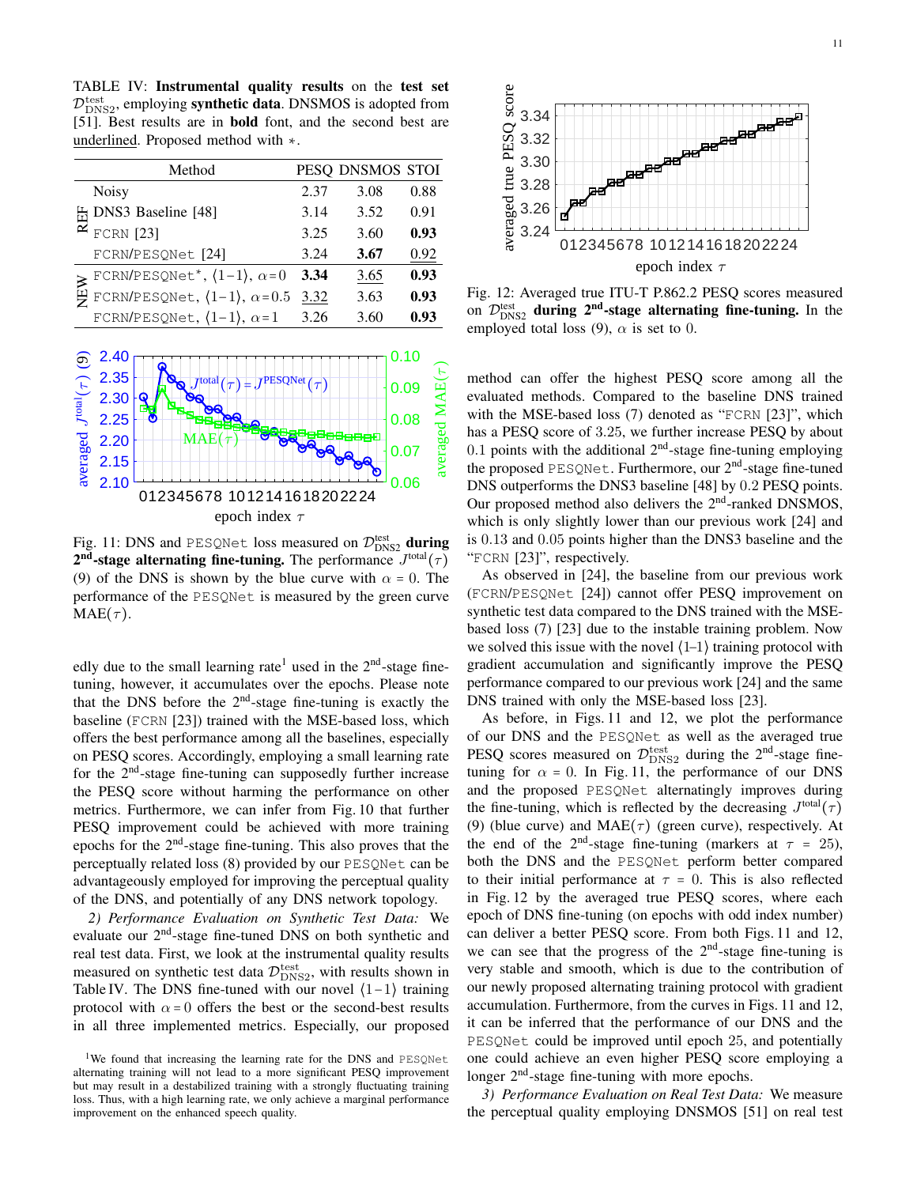TABLE IV: **Instrumental quality results** on the **test set** $\mathcal{D}_{\text{DNS2}}^{\text{test}}$, employing **synthetic data**. DNSMOS is adopted from [51]. Best results are in **bold** font, and the second best are underlined. Proposed method with $*$.

| | Method | PESQ | DNSMOS | STOI |
|---|---|---|---|---|
| REF | Noisy | 2.37 | 3.08 | 0.88 |
| | DNS3 Baseline [48] | 3.14 | 3.52 | 0.91 |
| | FCRN [23] | 3.25 | 3.60 | **0.93** |
| | FCRN/PESQNet [24] | 3.24 | **3.67** | <u>0.92</u> |
| NEW | FCRN/PESQNet*, $\langle 1\text{–}1 \rangle$, $\alpha=0$ | **3.34** | <u>3.65</u> | **0.93** |
| | FCRN/PESQNet, $\langle 1\text{–}1 \rangle$, $\alpha=0.5$ | <u>3.32</u> | 3.63 | **0.93** |
| | FCRN/PESQNet, $\langle 1\text{–}1 \rangle$, $\alpha=1$ | 3.26 | 3.60 | **0.93** |

Fig. 11: DNS and PESQNet loss measured on $\mathcal{D}_{\text{DNS2}}^{\text{test}}$ **during 2nd-stage alternating fine-tuning.** The performance $J^{\text{total}}(\tau)$ (9) of the DNS is shown by the blue curve with $\alpha = 0$. The performance of the PESQNet is measured by the green curve $\text{MAE}(\tau)$.

edly due to the small learning rate[1] used in the 2nd-stage fine-tuning, however, it accumulates over the epochs. Please note that the DNS before the 2nd-stage fine-tuning is exactly the baseline (FCRN [23]) trained with the MSE-based loss, which offers the best performance among all the baselines, especially on PESQ scores. Accordingly, employing a small learning rate for the 2nd-stage fine-tuning can supposedly further increase the PESQ score without harming the performance on other metrics. Furthermore, we can infer from Fig. 10 that further PESQ improvement could be achieved with more training epochs for the 2nd-stage fine-tuning. This also proves that the perceptually related loss (8) provided by our PESQNet can be advantageously employed for improving the perceptual quality of the DNS, and potentially of any DNS network topology.

*2) Performance Evaluation on Synthetic Test Data:* We evaluate our 2nd-stage fine-tuned DNS on both synthetic and real test data. First, we look at the instrumental quality results measured on synthetic test data $\mathcal{D}_{\text{DNS2}}^{\text{test}}$, with results shown in Table IV. The DNS fine-tuned with our novel $\langle 1\text{–}1 \rangle$ training protocol with $\alpha = 0$ offers the best or the second-best results in all three implemented metrics. Especially, our proposed method can offer the highest PESQ score among all the evaluated methods. Compared to the baseline DNS trained with the MSE-based loss (7) denoted as "FCRN [23]", which has a PESQ score of 3.25, we further increase PESQ by about 0.1 points with the additional 2nd-stage fine-tuning employing the proposed PESQNet. Furthermore, our 2nd-stage fine-tuned DNS outperforms the DNS3 baseline [48] by 0.2 PESQ points. Our proposed method also delivers the 2nd-ranked DNSMOS, which is only slightly lower than our previous work [24] and is 0.13 and 0.05 points higher than the DNS3 baseline and the "FCRN [23]", respectively.

[1]We found that increasing the learning rate for the DNS and PESQNet alternating training will not lead to a more significant PESQ improvement but may result in a destabilized training with a strongly fluctuating training loss. Thus, with a high learning rate, we only achieve a marginal performance improvement on the enhanced speech quality.

Fig. 12: Averaged true ITU-T P.862.2 PESQ scores measured on $\mathcal{D}_{\text{DNS2}}^{\text{test}}$ **during 2nd-stage alternating fine-tuning.** In the employed total loss (9), $\alpha$ is set to 0.

As observed in [24], the baseline from our previous work (FCRN/PESQNet [24]) cannot offer PESQ improvement on synthetic test data compared to the DNS trained with the MSE-based loss (7) [23] due to the instable training problem. Now we solved this issue with the novel $\langle 1\text{–}1 \rangle$ training protocol with gradient accumulation and significantly improve the PESQ performance compared to our previous work [24] and the same DNS trained with only the MSE-based loss [23].

As before, in Figs. 11 and 12, we plot the performance of our DNS and the PESQNet as well as the averaged true PESQ scores measured on $\mathcal{D}_{\text{DNS2}}^{\text{test}}$ during the 2nd-stage fine-tuning for $\alpha = 0$. In Fig. 11, the performance of our DNS and the proposed PESQNet alternatingly improves during the fine-tuning, which is reflected by the decreasing $J^{\text{total}}(\tau)$ (9) (blue curve) and $\text{MAE}(\tau)$ (green curve), respectively. At the end of the 2nd-stage fine-tuning (markers at $\tau = 25$), both the DNS and the PESQNet perform better compared to their initial performance at $\tau = 0$. This is also reflected in Fig. 12 by the averaged true PESQ scores, where each epoch of DNS fine-tuning (on epochs with odd index number) can deliver a better PESQ score. From both Figs. 11 and 12, we can see that the progress of the 2nd-stage fine-tuning is very stable and smooth, which is due to the contribution of our newly proposed alternating training protocol with gradient accumulation. Furthermore, from the curves in Figs. 11 and 12, it can be inferred that the performance of our DNS and the PESQNet could be improved until epoch 25, and potentially one could achieve an even higher PESQ score employing a longer 2nd-stage fine-tuning with more epochs.

*3) Performance Evaluation on Real Test Data:* We measure the perceptual quality employing DNSMOS [51] on real test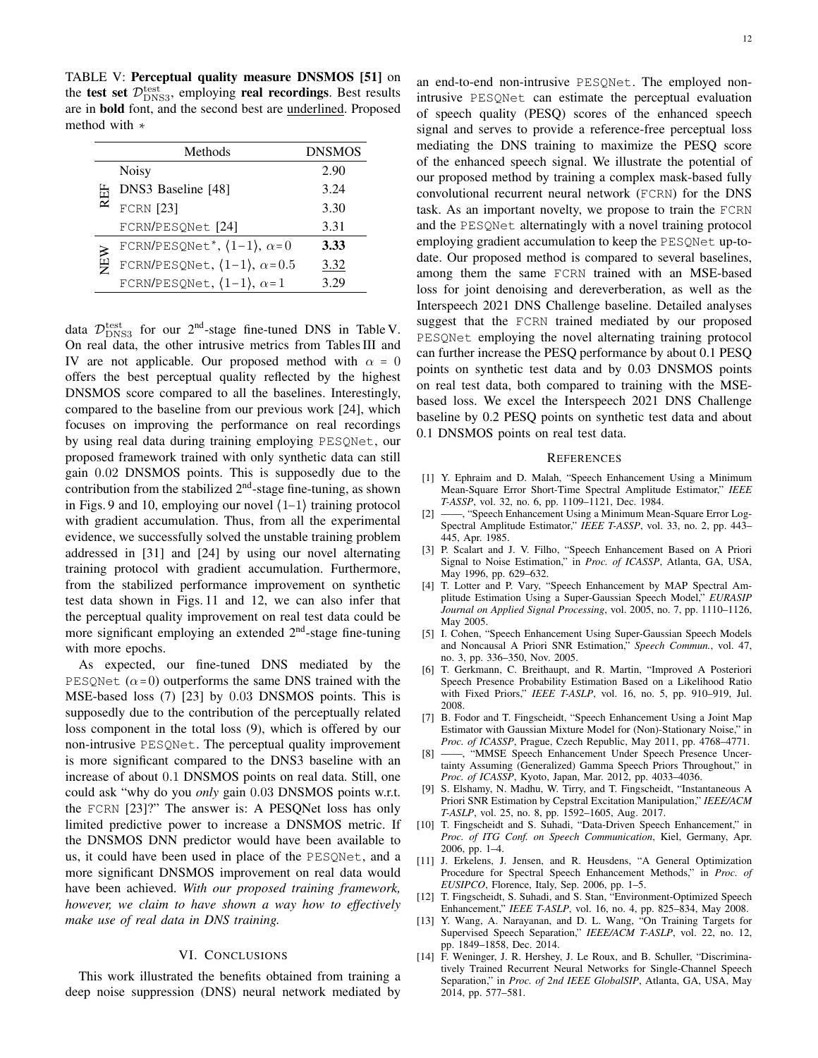TABLE V: **Perceptual quality measure DNSMOS [51]** on the **test set** $\mathcal{D}_{\text{DNS3}}^{\text{test}}$, employing **real recordings**. Best results are in **bold** font, and the second best are underlined. Proposed method with $*$

| | Methods | DNSMOS |
|---|---|---|
| REF | Noisy | 2.90 |
| | DNS3 Baseline [48] | 3.24 |
| | FCRN [23] | 3.30 |
| | FCRN/PESQNet [24] | 3.31 |
| NEW | FCRN/PESQNet*, $\langle 1\text{–}1 \rangle$, $\alpha = 0$ | **3.33** |
| | FCRN/PESQNet, $\langle 1\text{–}1 \rangle$, $\alpha = 0.5$ | <u>3.32</u> |
| | FCRN/PESQNet, $\langle 1\text{–}1 \rangle$, $\alpha = 1$ | 3.29 |

data $\mathcal{D}_{\text{DNS3}}^{\text{test}}$ for our 2nd-stage fine-tuned DNS in Table V. On real data, the other intrusive metrics from Tables III and IV are not applicable. Our proposed method with $\alpha = 0$ offers the best perceptual quality reflected by the highest DNSMOS score compared to all the baselines. Interestingly, compared to the baseline from our previous work [24], which focuses on improving the performance on real recordings by using real data during training employing PESQNet, our proposed framework trained with only synthetic data can still gain $0.02$ DNSMOS points. This is supposedly due to the contribution from the stabilized 2nd-stage fine-tuning, as shown in Figs. 9 and 10, employing our novel $\langle 1\text{–}1 \rangle$ training protocol with gradient accumulation. Thus, from all the experimental evidence, we successfully solved the unstable training problem addressed in [31] and [24] by using our novel alternating training protocol with gradient accumulation. Furthermore, from the stabilized performance improvement on synthetic test data shown in Figs. 11 and 12, we can also infer that the perceptual quality improvement on real test data could be more significant employing an extended 2nd-stage fine-tuning with more epochs.

As expected, our fine-tuned DNS mediated by the PESQNet ($\alpha = 0$) outperforms the same DNS trained with the MSE-based loss (7) [23] by $0.03$ DNSMOS points. This is supposedly due to the contribution of the perceptually related loss component in the total loss (9), which is offered by our non-intrusive PESQNet. The perceptual quality improvement is more significant compared to the DNS3 baseline with an increase of about $0.1$ DNSMOS points on real data. Still, one could ask "why do you *only* gain $0.03$ DNSMOS points w.r.t. the FCRN [23]?" The answer is: A PESQNet loss has only limited predictive power to increase a DNSMOS metric. If the DNSMOS DNN predictor would have been available to us, it could have been used in place of the PESQNet, and a more significant DNSMOS improvement on real data would have been achieved. *With our proposed training framework, however, we claim to have shown a way how to effectively make use of real data in DNS training.*

## VI. Conclusions

This work illustrated the benefits obtained from training a deep noise suppression (DNS) neural network mediated by an end-to-end non-intrusive PESQNet. The employed non-intrusive PESQNet can estimate the perceptual evaluation of speech quality (PESQ) scores of the enhanced speech signal and serves to provide a reference-free perceptual loss mediating the DNS training to maximize the PESQ score of the enhanced speech signal. We illustrate the potential of our proposed method by training a complex mask-based fully convolutional recurrent neural network (FCRN) for the DNS task. As an important novelty, we propose to train the FCRN and the PESQNet alternatingly with a novel training protocol employing gradient accumulation to keep the PESQNet up-to-date. Our proposed method is compared to several baselines, among them the same FCRN trained with an MSE-based loss for joint denoising and dereverberation, as well as the Interspeech 2021 DNS Challenge baseline. Detailed analyses suggest that the FCRN trained mediated by our proposed PESQNet employing the novel alternating training protocol can further increase the PESQ performance by about 0.1 PESQ points on synthetic test data and by 0.03 DNSMOS points on real test data, both compared to training with the MSE-based loss. We excel the Interspeech 2021 DNS Challenge baseline by 0.2 PESQ points on synthetic test data and about 0.1 DNSMOS points on real test data.

## References

[1] Y. Ephraim and D. Malah, "Speech Enhancement Using a Minimum Mean-Square Error Short-Time Spectral Amplitude Estimator," *IEEE T-ASSP*, vol. 32, no. 6, pp. 1109–1121, Dec. 1984.

[2] ——, "Speech Enhancement Using a Minimum Mean-Square Error Log-Spectral Amplitude Estimator," *IEEE T-ASSP*, vol. 33, no. 2, pp. 443–445, Apr. 1985.

[3] P. Scalart and J. V. Filho, "Speech Enhancement Based on A Priori Signal to Noise Estimation," in *Proc. of ICASSP*, Atlanta, GA, USA, May 1996, pp. 629–632.

[4] T. Lotter and P. Vary, "Speech Enhancement by MAP Spectral Amplitude Estimation Using a Super-Gaussian Speech Model," *EURASIP Journal on Applied Signal Processing*, vol. 2005, no. 7, pp. 1110–1126, May 2005.

[5] I. Cohen, "Speech Enhancement Using Super-Gaussian Speech Models and Noncausal A Priori SNR Estimation," *Speech Commun.*, vol. 47, no. 3, pp. 336–350, Nov. 2005.

[6] T. Gerkmann, C. Breithaupt, and R. Martin, "Improved A Posteriori Speech Presence Probability Estimation Based on a Likelihood Ratio with Fixed Priors," *IEEE T-ASLP*, vol. 16, no. 5, pp. 910–919, Jul. 2008.

[7] B. Fodor and T. Fingscheidt, "Speech Enhancement Using a Joint Map Estimator with Gaussian Mixture Model for (Non)-Stationary Noise," in *Proc. of ICASSP*, Prague, Czech Republic, May 2011, pp. 4768–4771.

[8] ——, "MMSE Speech Enhancement Under Speech Presence Uncertainty Assuming (Generalized) Gamma Speech Priors Throughout," in *Proc. of ICASSP*, Kyoto, Japan, Mar. 2012, pp. 4033–4036.

[9] S. Elshamy, N. Madhu, W. Tirry, and T. Fingscheidt, "Instantaneous A Priori SNR Estimation by Cepstral Excitation Manipulation," *IEEE/ACM T-ASLP*, vol. 25, no. 8, pp. 1592–1605, Aug. 2017.

[10] T. Fingscheidt and S. Suhadi, "Data-Driven Speech Enhancement," in *Proc. of ITG Conf. on Speech Communication*, Kiel, Germany, Apr. 2006, pp. 1–4.

[11] J. Erkelens, J. Jensen, and R. Heusdens, "A General Optimization Procedure for Spectral Speech Enhancement Methods," in *Proc. of EUSIPCO*, Florence, Italy, Sep. 2006, pp. 1–5.

[12] T. Fingscheidt, S. Suhadi, and S. Stan, "Environment-Optimized Speech Enhancement," *IEEE T-ASLP*, vol. 16, no. 4, pp. 825–834, May 2008.

[13] Y. Wang, A. Narayanan, and D. L. Wang, "On Training Targets for Supervised Speech Separation," *IEEE/ACM T-ASLP*, vol. 22, no. 12, pp. 1849–1858, Dec. 2014.

[14] F. Weninger, J. R. Hershey, J. Le Roux, and B. Schuller, "Discriminatively Trained Recurrent Neural Networks for Single-Channel Speech Separation," in *Proc. of 2nd IEEE GlobalSIP*, Atlanta, GA, USA, May 2014, pp. 577–581.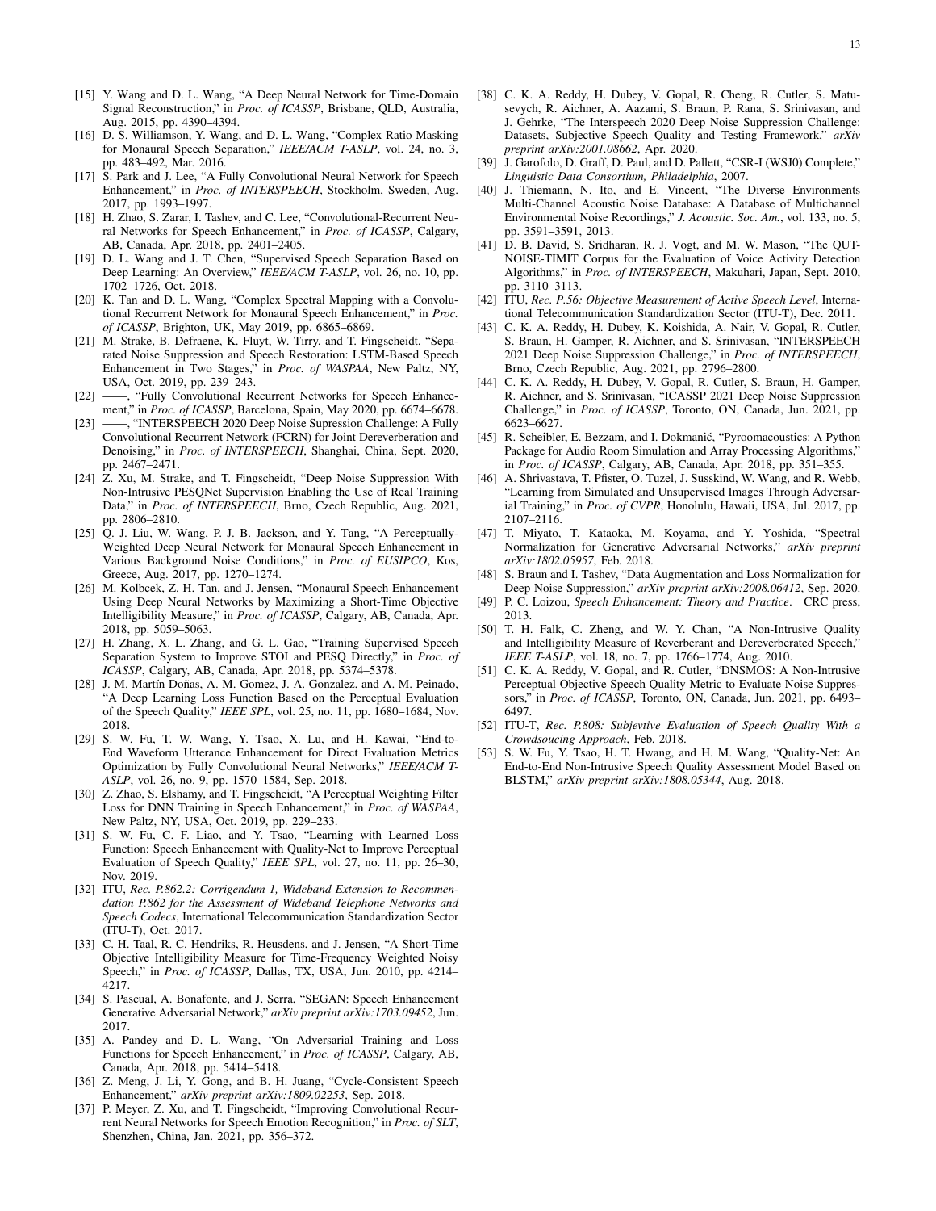[15] Y. Wang and D. L. Wang, "A Deep Neural Network for Time-Domain Signal Reconstruction," in *Proc. of ICASSP*, Brisbane, QLD, Australia, Aug. 2015, pp. 4390–4394.

[16] D. S. Williamson, Y. Wang, and D. L. Wang, "Complex Ratio Masking for Monaural Speech Separation," *IEEE/ACM T-ASLP*, vol. 24, no. 3, pp. 483–492, Mar. 2016.

[17] S. Park and J. Lee, "A Fully Convolutional Neural Network for Speech Enhancement," in *Proc. of INTERSPEECH*, Stockholm, Sweden, Aug. 2017, pp. 1993–1997.

[18] H. Zhao, S. Zarar, I. Tashev, and C. Lee, "Convolutional-Recurrent Neural Networks for Speech Enhancement," in *Proc. of ICASSP*, Calgary, AB, Canada, Apr. 2018, pp. 2401–2405.

[19] D. L. Wang and J. T. Chen, "Supervised Speech Separation Based on Deep Learning: An Overview," *IEEE/ACM T-ASLP*, vol. 26, no. 10, pp. 1702–1726, Oct. 2018.

[20] K. Tan and D. L. Wang, "Complex Spectral Mapping with a Convolutional Recurrent Network for Monaural Speech Enhancement," in *Proc. of ICASSP*, Brighton, UK, May 2019, pp. 6865–6869.

[21] M. Strake, B. Defraene, K. Fluyt, W. Tirry, and T. Fingscheidt, "Separated Noise Suppression and Speech Restoration: LSTM-Based Speech Enhancement in Two Stages," in *Proc. of WASPAA*, New Paltz, NY, USA, Oct. 2019, pp. 239–243.

[22] ——, "Fully Convolutional Recurrent Networks for Speech Enhancement," in *Proc. of ICASSP*, Barcelona, Spain, May 2020, pp. 6674–6678.

[23] ——, "INTERSPEECH 2020 Deep Noise Supression Challenge: A Fully Convolutional Recurrent Network (FCRN) for Joint Dereverberation and Denoising," in *Proc. of INTERSPEECH*, Shanghai, China, Sept. 2020, pp. 2467–2471.

[24] Z. Xu, M. Strake, and T. Fingscheidt, "Deep Noise Suppression With Non-Intrusive PESQNet Supervision Enabling the Use of Real Training Data," in *Proc. of INTERSPEECH*, Brno, Czech Republic, Aug. 2021, pp. 2806–2810.

[25] Q. J. Liu, W. Wang, P. J. B. Jackson, and Y. Tang, "A Perceptually-Weighted Deep Neural Network for Monaural Speech Enhancement in Various Background Noise Conditions," in *Proc. of EUSIPCO*, Kos, Greece, Aug. 2017, pp. 1270–1274.

[26] M. Kolbcek, Z. H. Tan, and J. Jensen, "Monaural Speech Enhancement Using Deep Neural Networks by Maximizing a Short-Time Objective Intelligibility Measure," in *Proc. of ICASSP*, Calgary, AB, Canada, Apr. 2018, pp. 5059–5063.

[27] H. Zhang, X. L. Zhang, and G. L. Gao, "Training Supervised Speech Separation System to Improve STOI and PESQ Directly," in *Proc. of ICASSP*, Calgary, AB, Canada, Apr. 2018, pp. 5374–5378.

[28] J. M. Martín Doñas, A. M. Gomez, J. A. Gonzalez, and A. M. Peinado, "A Deep Learning Loss Function Based on the Perceptual Evaluation of the Speech Quality," *IEEE SPL*, vol. 25, no. 11, pp. 1680–1684, Nov. 2018.

[29] S. W. Fu, T. W. Wang, Y. Tsao, X. Lu, and H. Kawai, "End-to-End Waveform Utterance Enhancement for Direct Evaluation Metrics Optimization by Fully Convolutional Neural Networks," *IEEE/ACM T-ASLP*, vol. 26, no. 9, pp. 1570–1584, Sep. 2018.

[30] Z. Zhao, S. Elshamy, and T. Fingscheidt, "A Perceptual Weighting Filter Loss for DNN Training in Speech Enhancement," in *Proc. of WASPAA*, New Paltz, NY, USA, Oct. 2019, pp. 229–233.

[31] S. W. Fu, C. F. Liao, and Y. Tsao, "Learning with Learned Loss Function: Speech Enhancement with Quality-Net to Improve Perceptual Evaluation of Speech Quality," *IEEE SPL*, vol. 27, no. 11, pp. 26–30, Nov. 2019.

[32] ITU, *Rec. P.862.2: Corrigendum 1, Wideband Extension to Recommendation P.862 for the Assessment of Wideband Telephone Networks and Speech Codecs*, International Telecommunication Standardization Sector (ITU-T), Oct. 2017.

[33] C. H. Taal, R. C. Hendriks, R. Heusdens, and J. Jensen, "A Short-Time Objective Intelligibility Measure for Time-Frequency Weighted Noisy Speech," in *Proc. of ICASSP*, Dallas, TX, USA, Jun. 2010, pp. 4214–4217.

[34] S. Pascual, A. Bonafonte, and J. Serra, "SEGAN: Speech Enhancement Generative Adversarial Network," *arXiv preprint arXiv:1703.09452*, Jun. 2017.

[35] A. Pandey and D. L. Wang, "On Adversarial Training and Loss Functions for Speech Enhancement," in *Proc. of ICASSP*, Calgary, AB, Canada, Apr. 2018, pp. 5414–5418.

[36] Z. Meng, J. Li, Y. Gong, and B. H. Juang, "Cycle-Consistent Speech Enhancement," *arXiv preprint arXiv:1809.02253*, Sep. 2018.

[37] P. Meyer, Z. Xu, and T. Fingscheidt, "Improving Convolutional Recurrent Neural Networks for Speech Emotion Recognition," in *Proc. of SLT*, Shenzhen, China, Jan. 2021, pp. 356–372.

[38] C. K. A. Reddy, H. Dubey, V. Gopal, R. Cheng, R. Cutler, S. Matusevych, R. Aichner, A. Aazami, S. Braun, P. Rana, S. Srinivasan, and J. Gehrke, "The Interspeech 2020 Deep Noise Suppression Challenge: Datasets, Subjective Speech Quality and Testing Framework," *arXiv preprint arXiv:2001.08662*, Apr. 2020.

[39] J. Garofolo, D. Graff, D. Paul, and D. Pallett, "CSR-I (WSJ0) Complete," *Linguistic Data Consortium, Philadelphia*, 2007.

[40] J. Thiemann, N. Ito, and E. Vincent, "The Diverse Environments Multi-Channel Acoustic Noise Database: A Database of Multichannel Environmental Noise Recordings," *J. Acoustic. Soc. Am.*, vol. 133, no. 5, pp. 3591–3591, 2013.

[41] D. B. David, S. Sridharan, R. J. Vogt, and M. W. Mason, "The QUT-NOISE-TIMIT Corpus for the Evaluation of Voice Activity Detection Algorithms," in *Proc. of INTERSPEECH*, Makuhari, Japan, Sept. 2010, pp. 3110–3113.

[42] ITU, *Rec. P.56: Objective Measurement of Active Speech Level*, International Telecommunication Standardization Sector (ITU-T), Dec. 2011.

[43] C. K. A. Reddy, H. Dubey, K. Koishida, A. Nair, V. Gopal, R. Cutler, S. Braun, H. Gamper, R. Aichner, and S. Srinivasan, "INTERSPEECH 2021 Deep Noise Suppression Challenge," in *Proc. of INTERSPEECH*, Brno, Czech Republic, Aug. 2021, pp. 2796–2800.

[44] C. K. A. Reddy, H. Dubey, V. Gopal, R. Cutler, S. Braun, H. Gamper, R. Aichner, and S. Srinivasan, "ICASSP 2021 Deep Noise Suppression Challenge," in *Proc. of ICASSP*, Toronto, ON, Canada, Jun. 2021, pp. 6623–6627.

[45] R. Scheibler, E. Bezzam, and I. Dokmanić, "Pyroomacoustics: A Python Package for Audio Room Simulation and Array Processing Algorithms," in *Proc. of ICASSP*, Calgary, AB, Canada, Apr. 2018, pp. 351–355.

[46] A. Shrivastava, T. Pfister, O. Tuzel, J. Susskind, W. Wang, and R. Webb, "Learning from Simulated and Unsupervised Images Through Adversarial Training," in *Proc. of CVPR*, Honolulu, Hawaii, USA, Jul. 2017, pp. 2107–2116.

[47] T. Miyato, T. Kataoka, M. Koyama, and Y. Yoshida, "Spectral Normalization for Generative Adversarial Networks," *arXiv preprint arXiv:1802.05957*, Feb. 2018.

[48] S. Braun and I. Tashev, "Data Augmentation and Loss Normalization for Deep Noise Suppression," *arXiv preprint arXiv:2008.06412*, Sep. 2020.

[49] P. C. Loizou, *Speech Enhancement: Theory and Practice*. CRC press, 2013.

[50] T. H. Falk, C. Zheng, and W. Y. Chan, "A Non-Intrusive Quality and Intelligibility Measure of Reverberant and Dereverberated Speech," *IEEE T-ASLP*, vol. 18, no. 7, pp. 1766–1774, Aug. 2010.

[51] C. K. A. Reddy, V. Gopal, and R. Cutler, "DNSMOS: A Non-Intrusive Perceptual Objective Speech Quality Metric to Evaluate Noise Suppressors," in *Proc. of ICASSP*, Toronto, ON, Canada, Jun. 2021, pp. 6493–6497.

[52] ITU-T, *Rec. P.808: Subjevtive Evaluation of Speech Quality With a Crowdsoucing Approach*, Feb. 2018.

[53] S. W. Fu, Y. Tsao, H. T. Hwang, and H. M. Wang, "Quality-Net: An End-to-End Non-Intrusive Speech Quality Assessment Model Based on BLSTM," *arXiv preprint arXiv:1808.05344*, Aug. 2018.